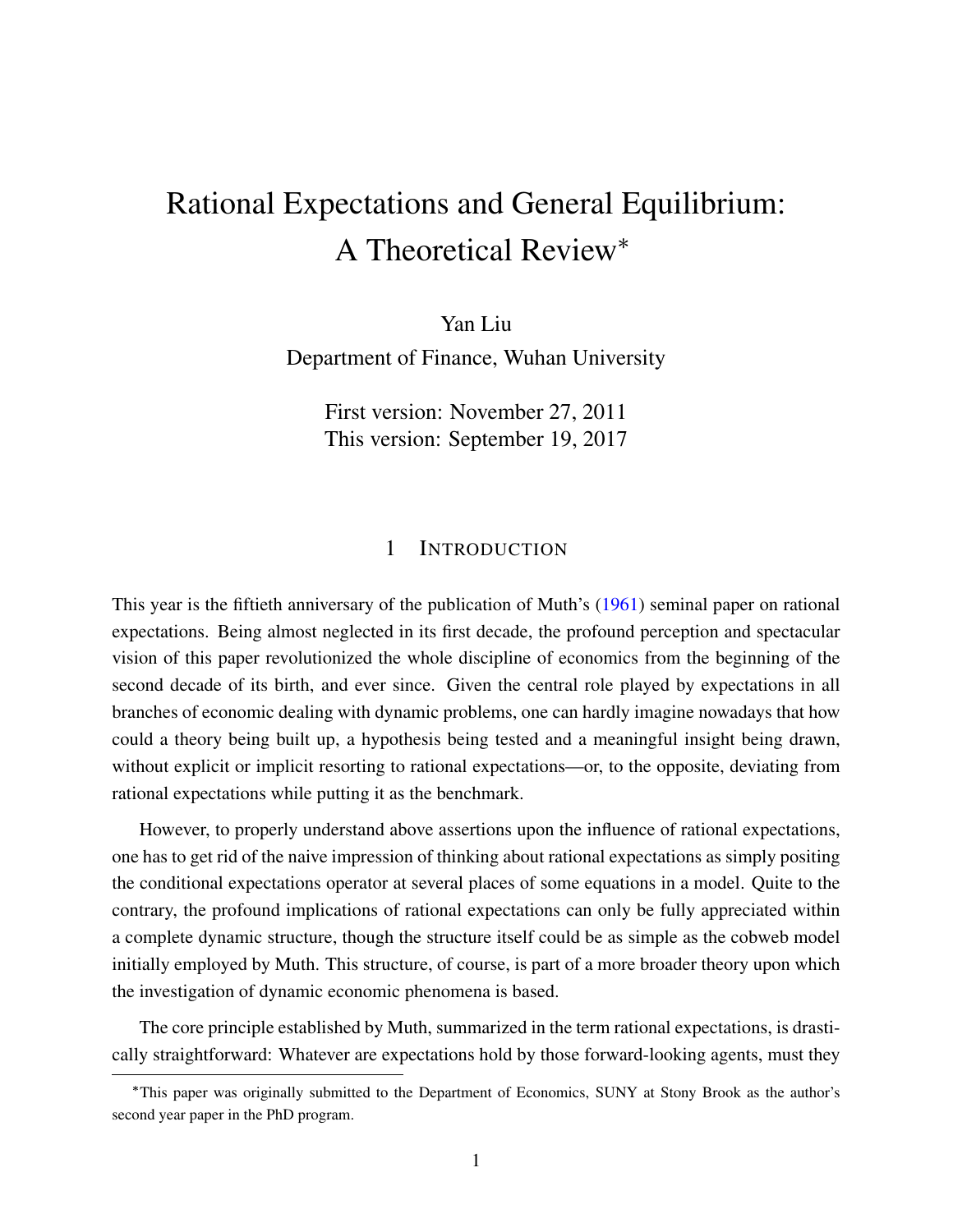# Rational Expectations and General Equilibrium: A Theoretical Review*

Yan Liu

Department of Finance, Wuhan University

First version: November 27, 2011
This version: September 19, 2017

## 1 INTRODUCTION

This year is the fiftieth anniversary of the publication of Muth's (1961) seminal paper on rational expectations. Being almost neglected in its first decade, the profound perception and spectacular vision of this paper revolutionized the whole discipline of economics from the beginning of the second decade of its birth, and ever since. Given the central role played by expectations in all branches of economic dealing with dynamic problems, one can hardly imagine nowadays that how could a theory being built up, a hypothesis being tested and a meaningful insight being drawn, without explicit or implicit resorting to rational expectations—or, to the opposite, deviating from rational expectations while putting it as the benchmark.

However, to properly understand above assertions upon the influence of rational expectations, one has to get rid of the naive impression of thinking about rational expectations as simply positing the conditional expectations operator at several places of some equations in a model. Quite to the contrary, the profound implications of rational expectations can only be fully appreciated within a complete dynamic structure, though the structure itself could be as simple as the cobweb model initially employed by Muth. This structure, of course, is part of a more broader theory upon which the investigation of dynamic economic phenomena is based.

The core principle established by Muth, summarized in the term rational expectations, is drastically straightforward: Whatever are expectations hold by those forward-looking agents, must they

*This paper was originally submitted to the Department of Economics, SUNY at Stony Brook as the author's second year paper in the PhD program.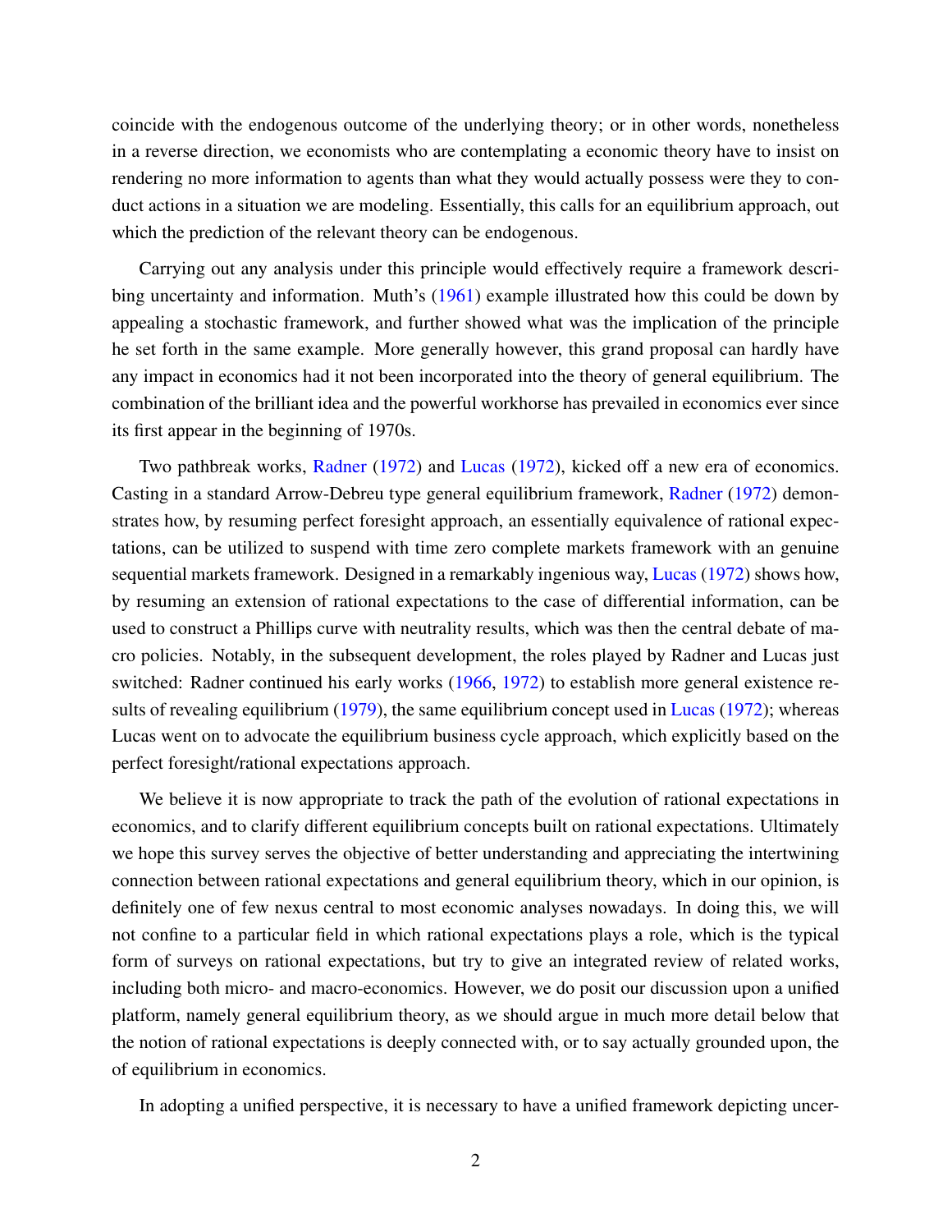coincide with the endogenous outcome of the underlying theory; or in other words, nonetheless in a reverse direction, we economists who are contemplating a economic theory have to insist on rendering no more information to agents than what they would actually possess were they to conduct actions in a situation we are modeling. Essentially, this calls for an equilibrium approach, out which the prediction of the relevant theory can be endogenous.

Carrying out any analysis under this principle would effectively require a framework describing uncertainty and information. Muth's (1961) example illustrated how this could be down by appealing a stochastic framework, and further showed what was the implication of the principle he set forth in the same example. More generally however, this grand proposal can hardly have any impact in economics had it not been incorporated into the theory of general equilibrium. The combination of the brilliant idea and the powerful workhorse has prevailed in economics ever since its first appear in the beginning of 1970s.

Two pathbreak works, Radner (1972) and Lucas (1972), kicked off a new era of economics. Casting in a standard Arrow-Debreu type general equilibrium framework, Radner (1972) demonstrates how, by resuming perfect foresight approach, an essentially equivalence of rational expectations, can be utilized to suspend with time zero complete markets framework with an genuine sequential markets framework. Designed in a remarkably ingenious way, Lucas (1972) shows how, by resuming an extension of rational expectations to the case of differential information, can be used to construct a Phillips curve with neutrality results, which was then the central debate of macro policies. Notably, in the subsequent development, the roles played by Radner and Lucas just switched: Radner continued his early works (1966, 1972) to establish more general existence results of revealing equilibrium (1979), the same equilibrium concept used in Lucas (1972); whereas Lucas went on to advocate the equilibrium business cycle approach, which explicitly based on the perfect foresight/rational expectations approach.

We believe it is now appropriate to track the path of the evolution of rational expectations in economics, and to clarify different equilibrium concepts built on rational expectations. Ultimately we hope this survey serves the objective of better understanding and appreciating the intertwining connection between rational expectations and general equilibrium theory, which in our opinion, is definitely one of few nexus central to most economic analyses nowadays. In doing this, we will not confine to a particular field in which rational expectations plays a role, which is the typical form of surveys on rational expectations, but try to give an integrated review of related works, including both micro- and macro-economics. However, we do posit our discussion upon a unified platform, namely general equilibrium theory, as we should argue in much more detail below that the notion of rational expectations is deeply connected with, or to say actually grounded upon, the of equilibrium in economics.

In adopting a unified perspective, it is necessary to have a unified framework depicting uncer-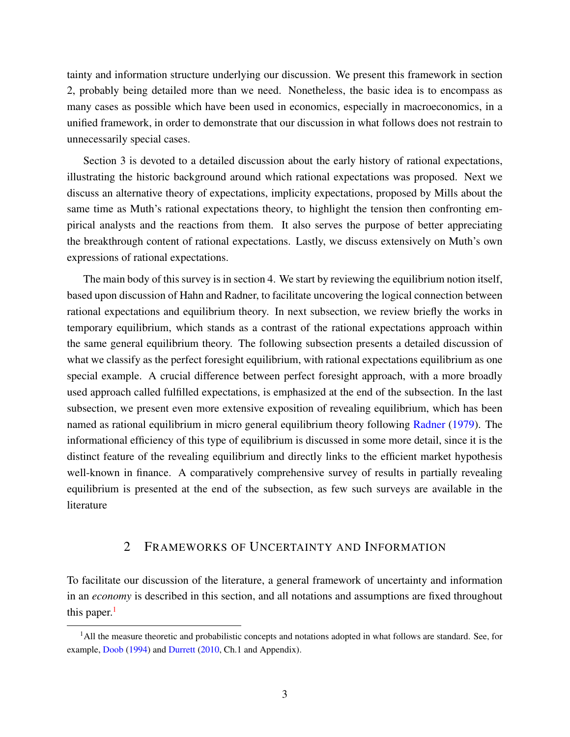tainty and information structure underlying our discussion. We present this framework in section 2, probably being detailed more than we need. Nonetheless, the basic idea is to encompass as many cases as possible which have been used in economics, especially in macroeconomics, in a unified framework, in order to demonstrate that our discussion in what follows does not restrain to unnecessarily special cases.

Section 3 is devoted to a detailed discussion about the early history of rational expectations, illustrating the historic background around which rational expectations was proposed. Next we discuss an alternative theory of expectations, implicity expectations, proposed by Mills about the same time as Muth's rational expectations theory, to highlight the tension then confronting empirical analysts and the reactions from them. It also serves the purpose of better appreciating the breakthrough content of rational expectations. Lastly, we discuss extensively on Muth's own expressions of rational expectations.

The main body of this survey is in section 4. We start by reviewing the equilibrium notion itself, based upon discussion of Hahn and Radner, to facilitate uncovering the logical connection between rational expectations and equilibrium theory. In next subsection, we review briefly the works in temporary equilibrium, which stands as a contrast of the rational expectations approach within the same general equilibrium theory. The following subsection presents a detailed discussion of what we classify as the perfect foresight equilibrium, with rational expectations equilibrium as one special example. A crucial difference between perfect foresight approach, with a more broadly used approach called fulfilled expectations, is emphasized at the end of the subsection. In the last subsection, we present even more extensive exposition of revealing equilibrium, which has been named as rational equilibrium in micro general equilibrium theory following Radner (1979). The informational efficiency of this type of equilibrium is discussed in some more detail, since it is the distinct feature of the revealing equilibrium and directly links to the efficient market hypothesis well-known in finance. A comparatively comprehensive survey of results in partially revealing equilibrium is presented at the end of the subsection, as few such surveys are available in the literature

## 2 Frameworks of Uncertainty and Information

To facilitate our discussion of the literature, a general framework of uncertainty and information in an *economy* is described in this section, and all notations and assumptions are fixed throughout this paper.[1]

[1] All the measure theoretic and probabilistic concepts and notations adopted in what follows are standard. See, for example, Doob (1994) and Durrett (2010, Ch.1 and Appendix).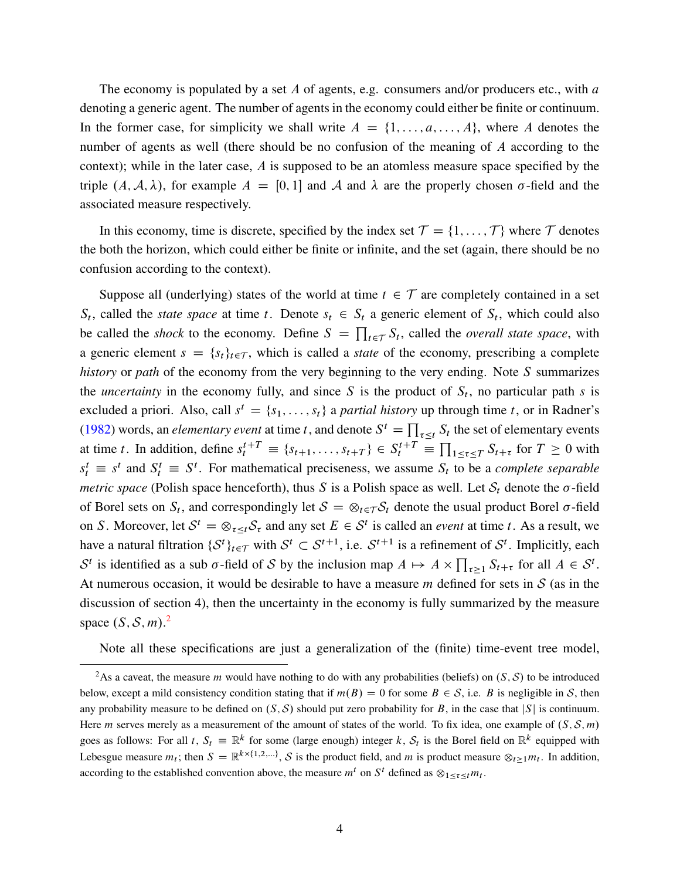The economy is populated by a set $A$ of agents, e.g. consumers and/or producers etc., with $a$ denoting a generic agent. The number of agents in the economy could either be finite or continuum. In the former case, for simplicity we shall write $A = \{1, \ldots, a, \ldots, A\}$, where $A$ denotes the number of agents as well (there should be no confusion of the meaning of $A$ according to the context); while in the later case, $A$ is supposed to be an atomless measure space specified by the triple $(A, \mathcal{A}, \lambda)$, for example $A = [0, 1]$ and $\mathcal{A}$ and $\lambda$ are the properly chosen $\sigma$-field and the associated measure respectively.

In this economy, time is discrete, specified by the index set $\mathcal{T} = \{1, \ldots, \mathcal{T}\}$ where $\mathcal{T}$ denotes the both the horizon, which could either be finite or infinite, and the set (again, there should be no confusion according to the context).

Suppose all (underlying) states of the world at time $t \in \mathcal{T}$ are completely contained in a set $S_t$, called the *state space* at time $t$. Denote $s_t \in S_t$ a generic element of $S_t$, which could also be called the *shock* to the economy. Define $S = \prod_{t \in \mathcal{T}} S_t$, called the *overall state space*, with a generic element $s = \{s_t\}_{t \in \mathcal{T}}$, which is called a *state* of the economy, prescribing a complete *history* or *path* of the economy from the very beginning to the very ending. Note $S$ summarizes the *uncertainty* in the economy fully, and since $S$ is the product of $S_t$, no particular path $s$ is excluded a priori. Also, call $s^t = \{s_1, \ldots, s_t\}$ a *partial history* up through time $t$, or in Radner's (1982) words, an *elementary event* at time $t$, and denote $S^t = \prod_{\tau \le t} S_t$ the set of elementary events at time $t$. In addition, define $s_t^{t+T} \equiv \{s_{t+1}, \ldots, s_{t+T}\} \in S_t^{t+T} \equiv \prod_{1 \le \tau \le T} S_{t+\tau}$ for $T \ge 0$ with $s_t^t \equiv s^t$ and $S_t^t \equiv S^t$. For mathematical preciseness, we assume $S_t$ to be a *complete separable metric space* (Polish space henceforth), thus $S$ is a Polish space as well. Let $\mathcal{S}_t$ denote the $\sigma$-field of Borel sets on $S_t$, and correspondingly let $\mathcal{S} = \otimes_{t \in \mathcal{T}} \mathcal{S}_t$ denote the usual product Borel $\sigma$-field on $S$. Moreover, let $\mathcal{S}^t = \otimes_{\tau \le t} \mathcal{S}_\tau$ and any set $E \in \mathcal{S}^t$ is called an *event* at time $t$. As a result, we have a natural filtration $\{\mathcal{S}^t\}_{t \in \mathcal{T}}$ with $\mathcal{S}^t \subset \mathcal{S}^{t+1}$, i.e. $\mathcal{S}^{t+1}$ is a refinement of $\mathcal{S}^t$. Implicitly, each $\mathcal{S}^t$ is identified as a sub $\sigma$-field of $\mathcal{S}$ by the inclusion map $A \mapsto A \times \prod_{\tau \ge 1} S_{t+\tau}$ for all $A \in \mathcal{S}^t$. At numerous occasion, it would be desirable to have a measure $m$ defined for sets in $\mathcal{S}$ (as in the discussion of section 4), then the uncertainty in the economy is fully summarized by the measure space $(S, \mathcal{S}, m)$.[2]

Note all these specifications are just a generalization of the (finite) time-event tree model,

[2] As a caveat, the measure $m$ would have nothing to do with any probabilities (beliefs) on $(S, \mathcal{S})$ to be introduced below, except a mild consistency condition stating that if $m(B) = 0$ for some $B \in \mathcal{S}$, i.e. $B$ is negligible in $\mathcal{S}$, then any probability measure to be defined on $(S, \mathcal{S})$ should put zero probability for $B$, in the case that $|S|$ is continuum. Here $m$ serves merely as a measurement of the amount of states of the world. To fix idea, one example of $(S, \mathcal{S}, m)$ goes as follows: For all $t$, $S_t \equiv \mathbb{R}^k$ for some (large enough) integer $k$, $\mathcal{S}_t$ is the Borel field on $\mathbb{R}^k$ equipped with Lebesgue measure $m_t$; then $S = \mathbb{R}^{k \times \{1,2,\ldots\}}$, $\mathcal{S}$ is the product field, and $m$ is product measure $\otimes_{t \ge 1} m_t$. In addition, according to the established convention above, the measure $m^t$ on $S^t$ defined as $\otimes_{1 \le \tau \le t} m_t$.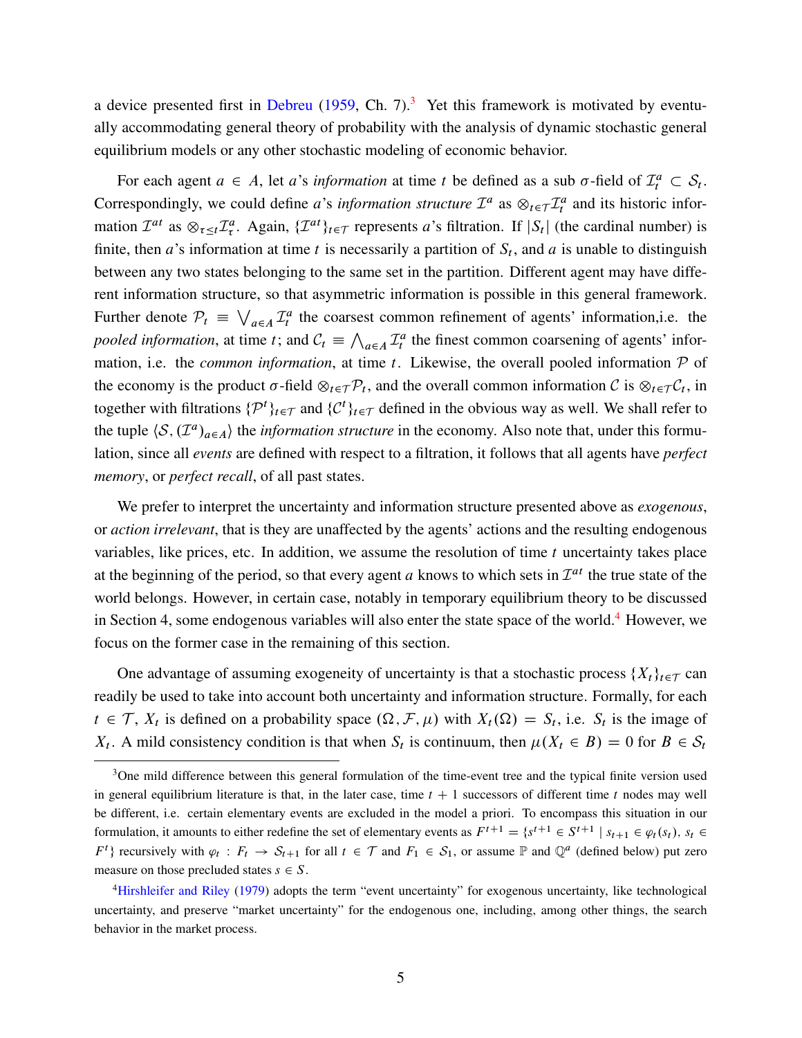a device presented first in Debreu (1959, Ch. 7).[3] Yet this framework is motivated by eventually accommodating general theory of probability with the analysis of dynamic stochastic general equilibrium models or any other stochastic modeling of economic behavior.

For each agent $a \in A$, let $a$'s *information* at time $t$ be defined as a sub $\sigma$-field of $\mathcal{I}_t^a \subset \mathcal{S}_t$. Correspondingly, we could define $a$'s *information structure* $\mathcal{I}^a$ as $\otimes_{t \in \mathcal{T}} \mathcal{I}_t^a$ and its historic information $\mathcal{I}^{at}$ as $\otimes_{\tau \leq t} \mathcal{I}_\tau^a$. Again, $\{\mathcal{I}^{at}\}_{t \in \mathcal{T}}$ represents $a$'s filtration. If $|S_t|$ (the cardinal number) is finite, then $a$'s information at time $t$ is necessarily a partition of $S_t$, and $a$ is unable to distinguish between any two states belonging to the same set in the partition. Different agent may have different information structure, so that asymmetric information is possible in this general framework. Further denote $\mathcal{P}_t \equiv \bigvee_{a \in A} \mathcal{I}_t^a$ the coarsest common refinement of agents' information,i.e. the *pooled information*, at time $t$; and $\mathcal{C}_t \equiv \bigwedge_{a \in A} \mathcal{I}_t^a$ the finest common coarsening of agents' information, i.e. the *common information*, at time $t$. Likewise, the overall pooled information $\mathcal{P}$ of the economy is the product $\sigma$-field $\otimes_{t \in \mathcal{T}} \mathcal{P}_t$, and the overall common information $\mathcal{C}$ is $\otimes_{t \in \mathcal{T}} \mathcal{C}_t$, in together with filtrations $\{\mathcal{P}^t\}_{t \in \mathcal{T}}$ and $\{\mathcal{C}^t\}_{t \in \mathcal{T}}$ defined in the obvious way as well. We shall refer to the tuple $\langle \mathcal{S}, (\mathcal{I}^a)_{a \in A} \rangle$ the *information structure* in the economy. Also note that, under this formulation, since all *events* are defined with respect to a filtration, it follows that all agents have *perfect memory*, or *perfect recall*, of all past states.

We prefer to interpret the uncertainty and information structure presented above as *exogenous*, or *action irrelevant*, that is they are unaffected by the agents' actions and the resulting endogenous variables, like prices, etc. In addition, we assume the resolution of time $t$ uncertainty takes place at the beginning of the period, so that every agent $a$ knows to which sets in $\mathcal{I}^{at}$ the true state of the world belongs. However, in certain case, notably in temporary equilibrium theory to be discussed in Section 4, some endogenous variables will also enter the state space of the world.[4] However, we focus on the former case in the remaining of this section.

One advantage of assuming exogeneity of uncertainty is that a stochastic process $\{X_t\}_{t \in \mathcal{T}}$ can readily be used to take into account both uncertainty and information structure. Formally, for each $t \in \mathcal{T}$, $X_t$ is defined on a probability space $(\Omega, \mathcal{F}, \mu)$ with $X_t(\Omega) = S_t$, i.e. $S_t$ is the image of $X_t$. A mild consistency condition is that when $S_t$ is continuum, then $\mu(X_t \in B) = 0$ for $B \in \mathcal{S}_t$

---

[3] One mild difference between this general formulation of the time-event tree and the typical finite version used in general equilibrium literature is that, in the later case, time $t+1$ successors of different time $t$ nodes may well be different, i.e. certain elementary events are excluded in the model a priori. To encompass this situation in our formulation, it amounts to either redefine the set of elementary events as $F^{t+1} = \{s^{t+1} \in S^{t+1} \mid s_{t+1} \in \varphi_t(s_t),\ s_t \in F^t\}$ recursively with $\varphi_t : F_t \to \mathcal{S}_{t+1}$ for all $t \in \mathcal{T}$ and $F_1 \in \mathcal{S}_1$, or assume $\mathbb{P}$ and $\mathbb{Q}^a$ (defined below) put zero measure on those precluded states $s \in S$.

[4] Hirshleifer and Riley (1979) adopts the term "event uncertainty" for exogenous uncertainty, like technological uncertainty, and preserve "market uncertainty" for the endogenous one, including, among other things, the search behavior in the market process.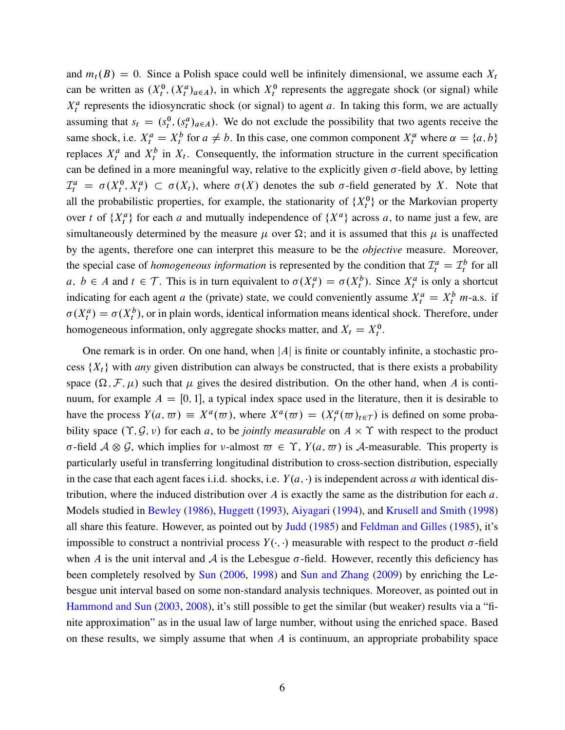and $m_t(B) = 0$. Since a Polish space could well be infinitely dimensional, we assume each $X_t$ can be written as $(X_t^0, (X_t^a)_{a\in A})$, in which $X_t^0$ represents the aggregate shock (or signal) while $X_t^a$ represents the idiosyncratic shock (or signal) to agent $a$. In taking this form, we are actually assuming that $s_t = (s_t^0, (s_t^a)_{a\in A})$. We do not exclude the possibility that two agents receive the same shock, i.e. $X_t^a = X_t^b$ for $a \neq b$. In this case, one common component $X_t^\alpha$ where $\alpha = \{a, b\}$ replaces $X_t^a$ and $X_t^b$ in $X_t$. Consequently, the information structure in the current specification can be defined in a more meaningful way, relative to the explicitly given $\sigma$-field above, by letting $\mathcal{I}_t^a = \sigma(X_t^0, X_t^a) \subset \sigma(X_t)$, where $\sigma(X)$ denotes the sub $\sigma$-field generated by $X$. Note that all the probabilistic properties, for example, the stationarity of $\{X_t^0\}$ or the Markovian property over $t$ of $\{X_t^a\}$ for each $a$ and mutually independence of $\{X^a\}$ across $a$, to name just a few, are simultaneously determined by the measure $\mu$ over $\Omega$; and it is assumed that this $\mu$ is unaffected by the agents, therefore one can interpret this measure to be the *objective* measure. Moreover, the special case of *homogeneous information* is represented by the condition that $\mathcal{I}_t^a = \mathcal{I}_t^b$ for all $a,\ b \in A$ and $t \in \mathcal{T}$. This is in turn equivalent to $\sigma(X_t^a) = \sigma(X_t^b)$. Since $X_t^a$ is only a shortcut indicating for each agent $a$ the (private) state, we could conveniently assume $X_t^a = X_t^b$ $m$-a.s. if $\sigma(X_t^a) = \sigma(X_t^b)$, or in plain words, identical information means identical shock. Therefore, under homogeneous information, only aggregate shocks matter, and $X_t = X_t^0$.

One remark is in order. On one hand, when $|A|$ is finite or countably infinite, a stochastic process $\{X_t\}$ with *any* given distribution can always be constructed, that is there exists a probability space $(\Omega, \mathcal{F}, \mu)$ such that $\mu$ gives the desired distribution. On the other hand, when $A$ is continuum, for example $A = [0, 1]$, a typical index space used in the literature, then it is desirable to have the process $Y(a, \varpi) \equiv X^a(\varpi)$, where $X^a(\varpi) = (X_t^a(\varpi)_{t\in\mathcal{T}})$ is defined on some probability space $(\Upsilon, \mathcal{G}, \nu)$ for each $a$, to be *jointly measurable* on $A \times \Upsilon$ with respect to the product $\sigma$-field $\mathcal{A} \otimes \mathcal{G}$, which implies for $\nu$-almost $\varpi \in \Upsilon$, $Y(a, \varpi)$ is $\mathcal{A}$-measurable. This property is particularly useful in transferring longitudinal distribution to cross-section distribution, especially in the case that each agent faces i.i.d. shocks, i.e. $Y(a, \cdot)$ is independent across $a$ with identical distribution, where the induced distribution over $A$ is exactly the same as the distribution for each $a$. Models studied in Bewley (1986), Huggett (1993), Aiyagari (1994), and Krusell and Smith (1998) all share this feature. However, as pointed out by Judd (1985) and Feldman and Gilles (1985), it's impossible to construct a nontrivial process $Y(\cdot, \cdot)$ measurable with respect to the product $\sigma$-field when $A$ is the unit interval and $\mathcal{A}$ is the Lebesgue $\sigma$-field. However, recently this deficiency has been completely resolved by Sun (2006, 1998) and Sun and Zhang (2009) by enriching the Lebesgue unit interval based on some non-standard analysis techniques. Moreover, as pointed out in Hammond and Sun (2003, 2008), it's still possible to get the similar (but weaker) results via a "finite approximation" as in the usual law of large number, without using the enriched space. Based on these results, we simply assume that when $A$ is continuum, an appropriate probability space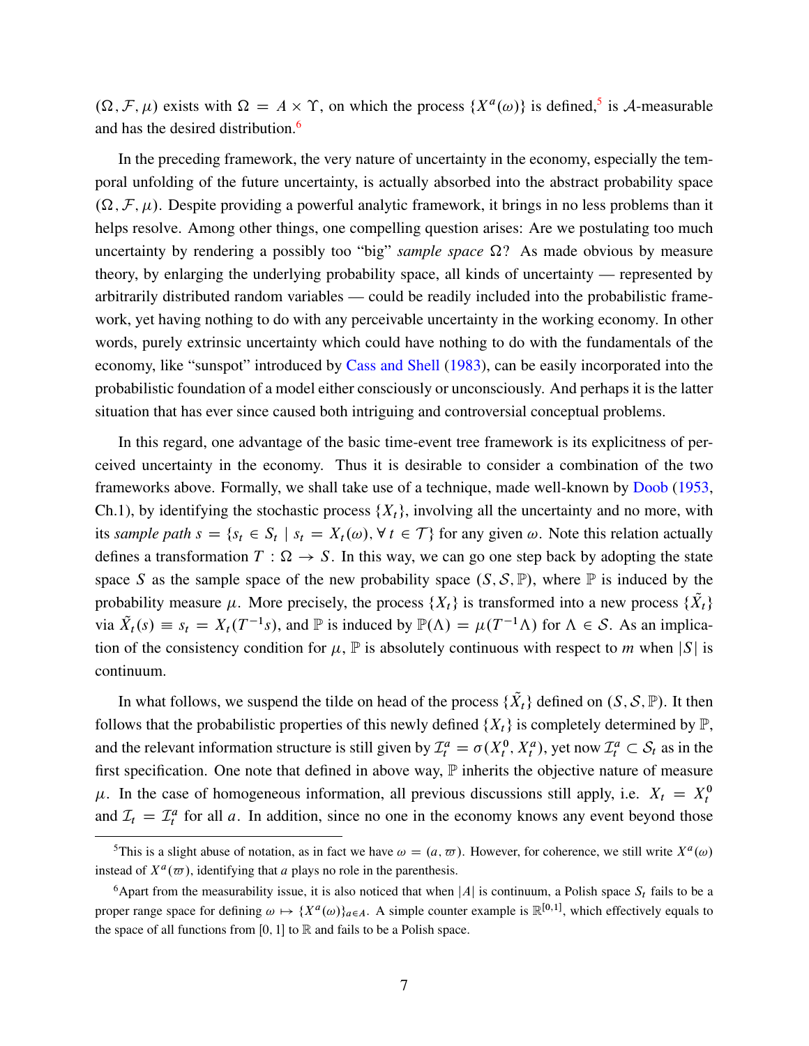$(\Omega, \mathcal{F}, \mu)$ exists with $\Omega = A \times \Upsilon$, on which the process $\{X^a(\omega)\}$ is defined,[5] is $\mathcal{A}$-measurable and has the desired distribution.[6]

In the preceding framework, the very nature of uncertainty in the economy, especially the temporal unfolding of the future uncertainty, is actually absorbed into the abstract probability space $(\Omega, \mathcal{F}, \mu)$. Despite providing a powerful analytic framework, it brings in no less problems than it helps resolve. Among other things, one compelling question arises: Are we postulating too much uncertainty by rendering a possibly too "big" *sample space* $\Omega$? As made obvious by measure theory, by enlarging the underlying probability space, all kinds of uncertainty — represented by arbitrarily distributed random variables — could be readily included into the probabilistic framework, yet having nothing to do with any perceivable uncertainty in the working economy. In other words, purely extrinsic uncertainty which could have nothing to do with the fundamentals of the economy, like "sunspot" introduced by Cass and Shell (1983), can be easily incorporated into the probabilistic foundation of a model either consciously or unconsciously. And perhaps it is the latter situation that has ever since caused both intriguing and controversial conceptual problems.

In this regard, one advantage of the basic time-event tree framework is its explicitness of perceived uncertainty in the economy. Thus it is desirable to consider a combination of the two frameworks above. Formally, we shall take use of a technique, made well-known by Doob (1953, Ch.1), by identifying the stochastic process $\{X_t\}$, involving all the uncertainty and no more, with its *sample path* $s = \{s_t \in S_t \mid s_t = X_t(\omega), \forall\, t \in \mathcal{T}\}$ for any given $\omega$. Note this relation actually defines a transformation $T : \Omega \to S$. In this way, we can go one step back by adopting the state space $S$ as the sample space of the new probability space $(S, \mathcal{S}, \mathbb{P})$, where $\mathbb{P}$ is induced by the probability measure $\mu$. More precisely, the process $\{X_t\}$ is transformed into a new process $\{\tilde{X}_t\}$ via $\tilde{X}_t(s) \equiv s_t = X_t(T^{-1}s)$, and $\mathbb{P}$ is induced by $\mathbb{P}(\Lambda) = \mu(T^{-1}\Lambda)$ for $\Lambda \in \mathcal{S}$. As an implication of the consistency condition for $\mu$, $\mathbb{P}$ is absolutely continuous with respect to $m$ when $|S|$ is continuum.

In what follows, we suspend the tilde on head of the process $\{\tilde{X}_t\}$ defined on $(S, \mathcal{S}, \mathbb{P})$. It then follows that the probabilistic properties of this newly defined $\{X_t\}$ is completely determined by $\mathbb{P}$, and the relevant information structure is still given by $\mathcal{I}_t^a = \sigma(X_t^0, X_t^a)$, yet now $\mathcal{I}_t^a \subset \mathcal{S}_t$ as in the first specification. One note that defined in above way, $\mathbb{P}$ inherits the objective nature of measure $\mu$. In the case of homogeneous information, all previous discussions still apply, i.e. $X_t = X_t^0$ and $\mathcal{I}_t = \mathcal{I}_t^a$ for all $a$. In addition, since no one in the economy knows any event beyond those

---

[5] This is a slight abuse of notation, as in fact we have $\omega = (a, \varpi)$. However, for coherence, we still write $X^a(\omega)$ instead of $X^a(\varpi)$, identifying that $a$ plays no role in the parenthesis.

[6] Apart from the measurability issue, it is also noticed that when $|A|$ is continuum, a Polish space $S_t$ fails to be a proper range space for defining $\omega \mapsto \{X^a(\omega)\}_{a \in A}$. A simple counter example is $\mathbb{R}^{[0,1]}$, which effectively equals to the space of all functions from $[0, 1]$ to $\mathbb{R}$ and fails to be a Polish space.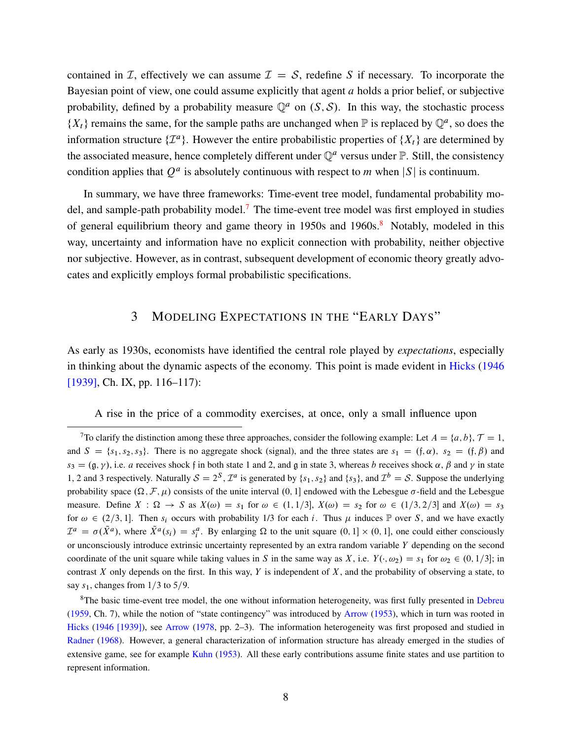contained in $\mathcal{I}$, effectively we can assume $\mathcal{I} = \mathcal{S}$, redefine $S$ if necessary. To incorporate the Bayesian point of view, one could assume explicitly that agent $a$ holds a prior belief, or subjective probability, defined by a probability measure $\mathbb{Q}^a$ on $(S, \mathcal{S})$. In this way, the stochastic process $\{X_t\}$ remains the same, for the sample paths are unchanged when $\mathbb{P}$ is replaced by $\mathbb{Q}^a$, so does the information structure $\{\mathcal{I}^a\}$. However the entire probabilistic properties of $\{X_t\}$ are determined by the associated measure, hence completely different under $\mathbb{Q}^a$ versus under $\mathbb{P}$. Still, the consistency condition applies that $Q^a$ is absolutely continuous with respect to $m$ when $|S|$ is continuum.

In summary, we have three frameworks: Time-event tree model, fundamental probability model, and sample-path probability model.[7] The time-event tree model was first employed in studies of general equilibrium theory and game theory in 1950s and 1960s.[8] Notably, modeled in this way, uncertainty and information have no explicit connection with probability, neither objective nor subjective. However, as in contrast, subsequent development of economic theory greatly advocates and explicitly employs formal probabilistic specifications.

## 3 Modeling Expectations in the "Early Days"

As early as 1930s, economists have identified the central role played by *expectations*, especially in thinking about the dynamic aspects of the economy. This point is made evident in Hicks (1946 [1939], Ch. IX, pp. 116–117):

> A rise in the price of a commodity exercises, at once, only a small influence upon

[7] To clarify the distinction among these three approaches, consider the following example: Let $A = \{a, b\}$, $\mathcal{T} = 1$, and $S = \{s_1, s_2, s_3\}$. There is no aggregate shock (signal), and the three states are $s_1 = (\mathfrak{f}, \alpha)$, $s_2 = (\mathfrak{f}, \beta)$ and $s_3 = (\mathfrak{g}, \gamma)$, i.e. $a$ receives shock $\mathfrak{f}$ in both state 1 and 2, and $\mathfrak{g}$ in state 3, whereas $b$ receives shock $\alpha$, $\beta$ and $\gamma$ in state 1, 2 and 3 respectively. Naturally $\mathcal{S} = 2^S$, $\mathcal{I}^a$ is generated by $\{s_1, s_2\}$ and $\{s_3\}$, and $\mathcal{I}^b = \mathcal{S}$. Suppose the underlying probability space $(\Omega, \mathcal{F}, \mu)$ consists of the unite interval $(0, 1]$ endowed with the Lebesgue $\sigma$-field and the Lebesgue measure. Define $X : \Omega \to S$ as $X(\omega) = s_1$ for $\omega \in (1, 1/3]$, $X(\omega) = s_2$ for $\omega \in (1/3, 2/3]$ and $X(\omega) = s_3$ for $\omega \in (2/3, 1]$. Then $s_i$ occurs with probability 1/3 for each $i$. Thus $\mu$ induces $\mathbb{P}$ over $S$, and we have exactly $\mathcal{I}^a = \sigma(\tilde{X}^a)$, where $\tilde{X}^a(s_i) = s_i^a$. By enlarging $\Omega$ to the unit square $(0, 1] \times (0, 1]$, one could either consciously or unconsciously introduce extrinsic uncertainty represented by an extra random variable $Y$ depending on the second coordinate of the unit square while taking values in $S$ in the same way as $X$, i.e. $Y(\cdot, \omega_2) = s_1$ for $\omega_2 \in (0, 1/3]$; in contrast $X$ only depends on the first. In this way, $Y$ is independent of $X$, and the probability of observing a state, to say $s_1$, changes from 1/3 to 5/9.

[8] The basic time-event tree model, the one without information heterogeneity, was first fully presented in Debreu (1959, Ch. 7), while the notion of "state contingency" was introduced by Arrow (1953), which in turn was rooted in Hicks (1946 [1939]), see Arrow (1978, pp. 2–3). The information heterogeneity was first proposed and studied in Radner (1968). However, a general characterization of information structure has already emerged in the studies of extensive game, see for example Kuhn (1953). All these early contributions assume finite states and use partition to represent information.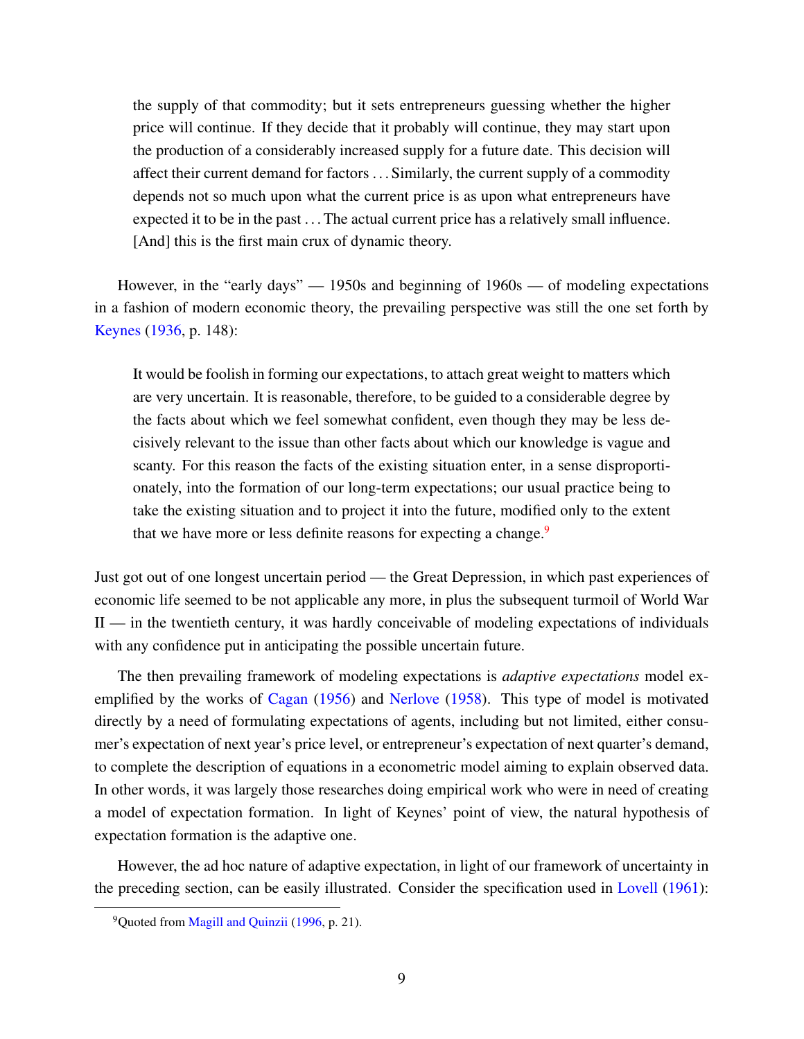> the supply of that commodity; but it sets entrepreneurs guessing whether the higher price will continue. If they decide that it probably will continue, they may start upon the production of a considerably increased supply for a future date. This decision will affect their current demand for factors . . . Similarly, the current supply of a commodity depends not so much upon what the current price is as upon what entrepreneurs have expected it to be in the past . . . The actual current price has a relatively small influence. [And] this is the first main crux of dynamic theory.

However, in the "early days" — 1950s and beginning of 1960s — of modeling expectations in a fashion of modern economic theory, the prevailing perspective was still the one set forth by Keynes (1936, p. 148):

> It would be foolish in forming our expectations, to attach great weight to matters which are very uncertain. It is reasonable, therefore, to be guided to a considerable degree by the facts about which we feel somewhat confident, even though they may be less decisively relevant to the issue than other facts about which our knowledge is vague and scanty. For this reason the facts of the existing situation enter, in a sense disproportionately, into the formation of our long-term expectations; our usual practice being to take the existing situation and to project it into the future, modified only to the extent that we have more or less definite reasons for expecting a change.[9]

Just got out of one longest uncertain period — the Great Depression, in which past experiences of economic life seemed to be not applicable any more, in plus the subsequent turmoil of World War II — in the twentieth century, it was hardly conceivable of modeling expectations of individuals with any confidence put in anticipating the possible uncertain future.

The then prevailing framework of modeling expectations is *adaptive expectations* model exemplified by the works of Cagan (1956) and Nerlove (1958). This type of model is motivated directly by a need of formulating expectations of agents, including but not limited, either consumer's expectation of next year's price level, or entrepreneur's expectation of next quarter's demand, to complete the description of equations in a econometric model aiming to explain observed data. In other words, it was largely those researches doing empirical work who were in need of creating a model of expectation formation. In light of Keynes' point of view, the natural hypothesis of expectation formation is the adaptive one.

However, the ad hoc nature of adaptive expectation, in light of our framework of uncertainty in the preceding section, can be easily illustrated. Consider the specification used in Lovell (1961):

[9] Quoted from Magill and Quinzii (1996, p. 21).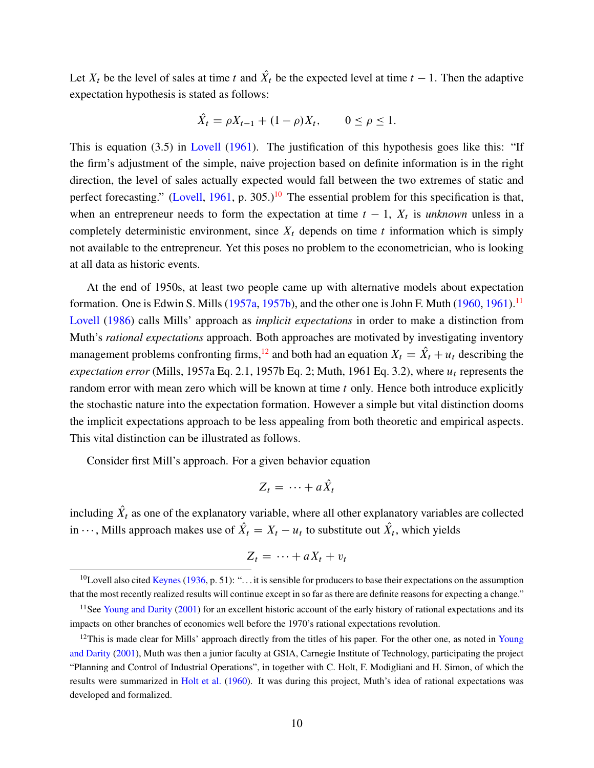Let $X_t$ be the level of sales at time $t$ and $\hat{X}_t$ be the expected level at time $t-1$. Then the adaptive expectation hypothesis is stated as follows:

$$\hat{X}_t = \rho X_{t-1} + (1-\rho)X_t, \qquad 0 \leq \rho \leq 1.$$

This is equation (3.5) in Lovell (1961). The justification of this hypothesis goes like this: "If the firm's adjustment of the simple, naive projection based on definite information is in the right direction, the level of sales actually expected would fall between the two extremes of static and perfect forecasting." (Lovell, 1961, p. 305.)[10] The essential problem for this specification is that, when an entrepreneur needs to form the expectation at time $t-1$, $X_t$ is *unknown* unless in a completely deterministic environment, since $X_t$ depends on time $t$ information which is simply not available to the entrepreneur. Yet this poses no problem to the econometrician, who is looking at all data as historic events.

At the end of 1950s, at least two people came up with alternative models about expectation formation. One is Edwin S. Mills (1957a, 1957b), and the other one is John F. Muth (1960, 1961).[11] Lovell (1986) calls Mills' approach as *implicit expectations* in order to make a distinction from Muth's *rational expectations* approach. Both approaches are motivated by investigating inventory management problems confronting firms,[12] and both had an equation $X_t = \hat{X}_t + u_t$ describing the *expectation error* (Mills, 1957a Eq. 2.1, 1957b Eq. 2; Muth, 1961 Eq. 3.2), where $u_t$ represents the random error with mean zero which will be known at time $t$ only. Hence both introduce explicitly the stochastic nature into the expectation formation. However a simple but vital distinction dooms the implicit expectations approach to be less appealing from both theoretic and empirical aspects. This vital distinction can be illustrated as follows.

Consider first Mill's approach. For a given behavior equation

$$Z_t = \cdots + a\hat{X}_t$$

including $\hat{X}_t$ as one of the explanatory variable, where all other explanatory variables are collected in $\cdots$, Mills approach makes use of $\hat{X}_t = X_t - u_t$ to substitute out $\hat{X}_t$, which yields

$$Z_t = \cdots + aX_t + v_t$$

---

[10] Lovell also cited Keynes (1936, p. 51): "...it is sensible for producers to base their expectations on the assumption that the most recently realized results will continue except in so far as there are definite reasons for expecting a change."

[11] See Young and Darity (2001) for an excellent historic account of the early history of rational expectations and its impacts on other branches of economics well before the 1970's rational expectations revolution.

[12] This is made clear for Mills' approach directly from the titles of his paper. For the other one, as noted in Young and Darity (2001), Muth was then a junior faculty at GSIA, Carnegie Institute of Technology, participating the project "Planning and Control of Industrial Operations", in together with C. Holt, F. Modigliani and H. Simon, of which the results were summarized in Holt et al. (1960). It was during this project, Muth's idea of rational expectations was developed and formalized.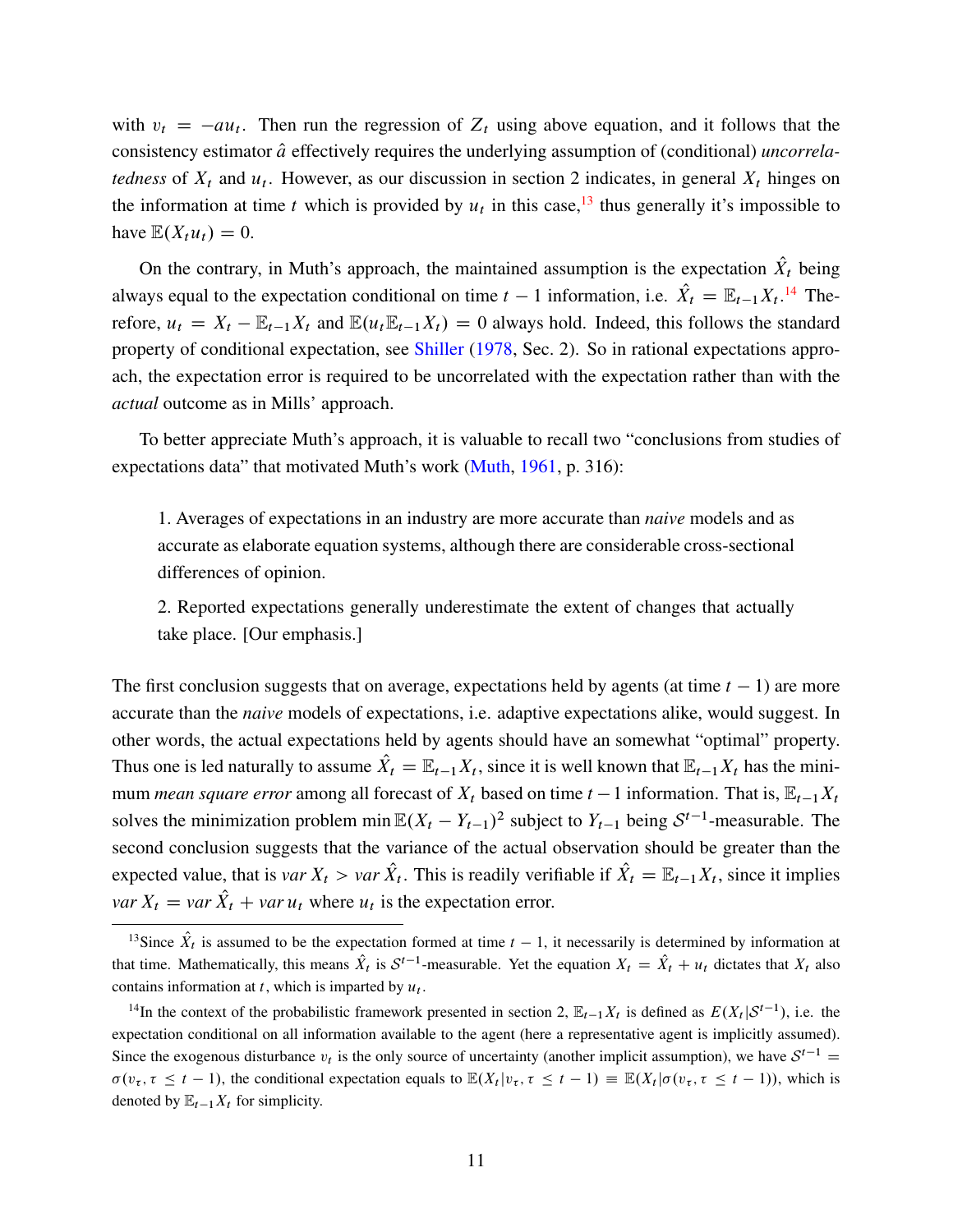with $v_t = -au_t$. Then run the regression of $Z_t$ using above equation, and it follows that the consistency estimator $\hat{a}$ effectively requires the underlying assumption of (conditional) *uncorrelatedness* of $X_t$ and $u_t$. However, as our discussion in section 2 indicates, in general $X_t$ hinges on the information at time $t$ which is provided by $u_t$ in this case,[13] thus generally it's impossible to have $\mathbb{E}(X_t u_t) = 0$.

On the contrary, in Muth's approach, the maintained assumption is the expectation $\hat{X}_t$ being always equal to the expectation conditional on time $t-1$ information, i.e. $\hat{X}_t = \mathbb{E}_{t-1} X_t$.[14] Therefore, $u_t = X_t - \mathbb{E}_{t-1} X_t$ and $\mathbb{E}(u_t \mathbb{E}_{t-1} X_t) = 0$ always hold. Indeed, this follows the standard property of conditional expectation, see Shiller (1978, Sec. 2). So in rational expectations approach, the expectation error is required to be uncorrelated with the expectation rather than with the *actual* outcome as in Mills' approach.

To better appreciate Muth's approach, it is valuable to recall two "conclusions from studies of expectations data" that motivated Muth's work (Muth, 1961, p. 316):

> 1. Averages of expectations in an industry are more accurate than *naive* models and as accurate as elaborate equation systems, although there are considerable cross-sectional differences of opinion.
>
> 2. Reported expectations generally underestimate the extent of changes that actually take place. [Our emphasis.]

The first conclusion suggests that on average, expectations held by agents (at time $t-1$) are more accurate than the *naive* models of expectations, i.e. adaptive expectations alike, would suggest. In other words, the actual expectations held by agents should have an somewhat "optimal" property. Thus one is led naturally to assume $\hat{X}_t = \mathbb{E}_{t-1} X_t$, since it is well known that $\mathbb{E}_{t-1} X_t$ has the minimum *mean square error* among all forecast of $X_t$ based on time $t-1$ information. That is, $\mathbb{E}_{t-1} X_t$ solves the minimization problem $\min \mathbb{E}(X_t - Y_{t-1})^2$ subject to $Y_{t-1}$ being $\mathcal{S}^{t-1}$-measurable. The second conclusion suggests that the variance of the actual observation should be greater than the expected value, that is $var\, X_t > var\, \hat{X}_t$. This is readily verifiable if $\hat{X}_t = \mathbb{E}_{t-1} X_t$, since it implies $var\, X_t = var\, \hat{X}_t + var\, u_t$ where $u_t$ is the expectation error.

---

[13] Since $\hat{X}_t$ is assumed to be the expectation formed at time $t-1$, it necessarily is determined by information at that time. Mathematically, this means $\hat{X}_t$ is $\mathcal{S}^{t-1}$-measurable. Yet the equation $X_t = \hat{X}_t + u_t$ dictates that $X_t$ also contains information at $t$, which is imparted by $u_t$.

[14] In the context of the probabilistic framework presented in section 2, $\mathbb{E}_{t-1} X_t$ is defined as $E(X_t | \mathcal{S}^{t-1})$, i.e. the expectation conditional on all information available to the agent (here a representative agent is implicitly assumed). Since the exogenous disturbance $v_t$ is the only source of uncertainty (another implicit assumption), we have $\mathcal{S}^{t-1} = \sigma(v_\tau, \tau \le t-1)$, the conditional expectation equals to $\mathbb{E}(X_t | v_\tau, \tau \le t-1) \equiv \mathbb{E}(X_t | \sigma(v_\tau, \tau \le t-1))$, which is denoted by $\mathbb{E}_{t-1} X_t$ for simplicity.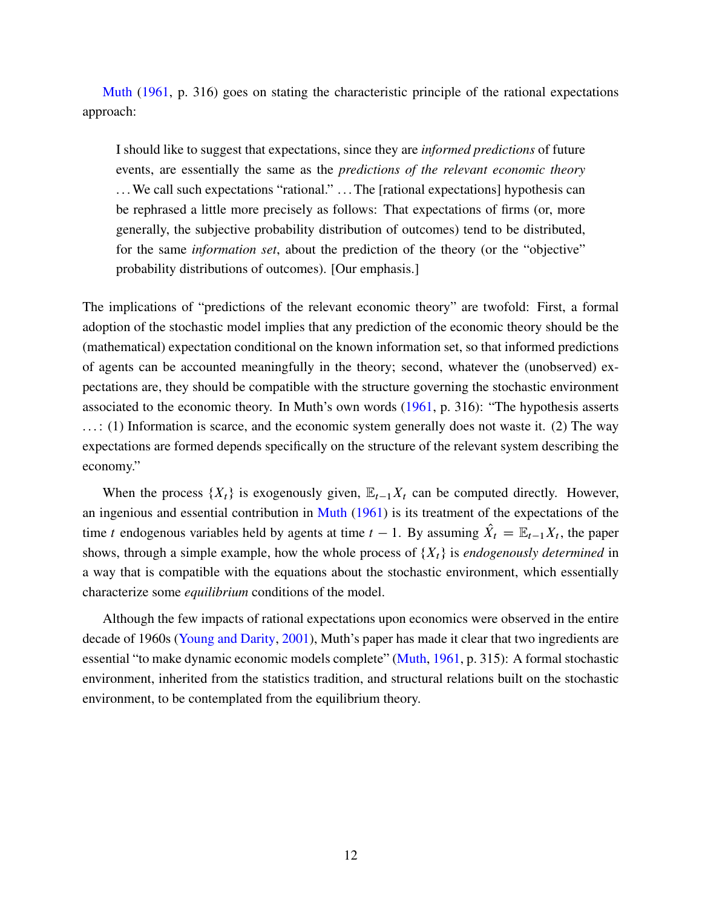Muth (1961, p. 316) goes on stating the characteristic principle of the rational expectations approach:

> I should like to suggest that expectations, since they are *informed predictions* of future events, are essentially the same as the *predictions of the relevant economic theory* ... We call such expectations "rational." ... The [rational expectations] hypothesis can be rephrased a little more precisely as follows: That expectations of firms (or, more generally, the subjective probability distribution of outcomes) tend to be distributed, for the same *information set*, about the prediction of the theory (or the "objective" probability distributions of outcomes). [Our emphasis.]

The implications of "predictions of the relevant economic theory" are twofold: First, a formal adoption of the stochastic model implies that any prediction of the economic theory should be the (mathematical) expectation conditional on the known information set, so that informed predictions of agents can be accounted meaningfully in the theory; second, whatever the (unobserved) expectations are, they should be compatible with the structure governing the stochastic environment associated to the economic theory. In Muth's own words (1961, p. 316): "The hypothesis asserts ...: (1) Information is scarce, and the economic system generally does not waste it. (2) The way expectations are formed depends specifically on the structure of the relevant system describing the economy."

When the process $\{X_t\}$ is exogenously given, $\mathbb{E}_{t-1}X_t$ can be computed directly. However, an ingenious and essential contribution in Muth (1961) is its treatment of the expectations of the time $t$ endogenous variables held by agents at time $t-1$. By assuming $\hat{X}_t = \mathbb{E}_{t-1}X_t$, the paper shows, through a simple example, how the whole process of $\{X_t\}$ is *endogenously determined* in a way that is compatible with the equations about the stochastic environment, which essentially characterize some *equilibrium* conditions of the model.

Although the few impacts of rational expectations upon economics were observed in the entire decade of 1960s (Young and Darity, 2001), Muth's paper has made it clear that two ingredients are essential "to make dynamic economic models complete" (Muth, 1961, p. 315): A formal stochastic environment, inherited from the statistics tradition, and structural relations built on the stochastic environment, to be contemplated from the equilibrium theory.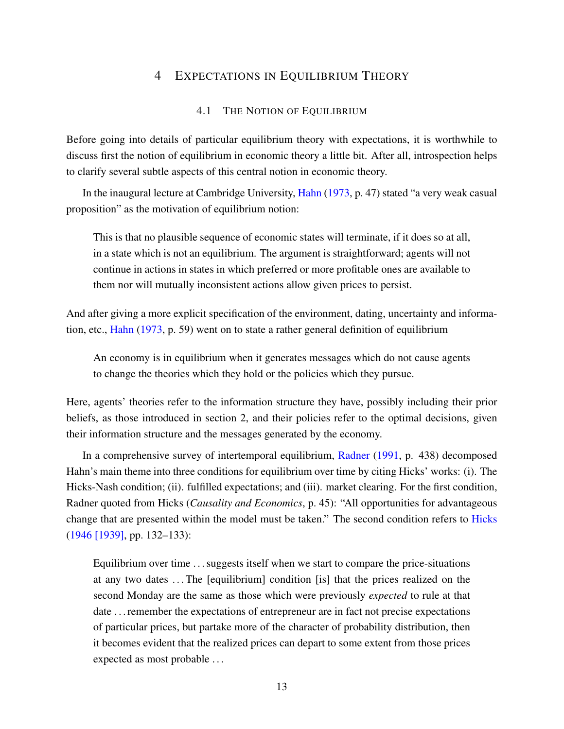# 4 Expectations in Equilibrium Theory

## 4.1 The Notion of Equilibrium

Before going into details of particular equilibrium theory with expectations, it is worthwhile to discuss first the notion of equilibrium in economic theory a little bit. After all, introspection helps to clarify several subtle aspects of this central notion in economic theory.

In the inaugural lecture at Cambridge University, Hahn (1973, p. 47) stated "a very weak casual proposition" as the motivation of equilibrium notion:

> This is that no plausible sequence of economic states will terminate, if it does so at all, in a state which is not an equilibrium. The argument is straightforward; agents will not continue in actions in states in which preferred or more profitable ones are available to them nor will mutually inconsistent actions allow given prices to persist.

And after giving a more explicit specification of the environment, dating, uncertainty and information, etc., Hahn (1973, p. 59) went on to state a rather general definition of equilibrium

> An economy is in equilibrium when it generates messages which do not cause agents to change the theories which they hold or the policies which they pursue.

Here, agents' theories refer to the information structure they have, possibly including their prior beliefs, as those introduced in section 2, and their policies refer to the optimal decisions, given their information structure and the messages generated by the economy.

In a comprehensive survey of intertemporal equilibrium, Radner (1991, p. 438) decomposed Hahn's main theme into three conditions for equilibrium over time by citing Hicks' works: (i). The Hicks-Nash condition; (ii). fulfilled expectations; and (iii). market clearing. For the first condition, Radner quoted from Hicks (*Causality and Economics*, p. 45): "All opportunities for advantageous change that are presented within the model must be taken." The second condition refers to Hicks (1946 [1939], pp. 132–133):

> Equilibrium over time . . . suggests itself when we start to compare the price-situations at any two dates . . . The [equilibrium] condition [is] that the prices realized on the second Monday are the same as those which were previously *expected* to rule at that date . . . remember the expectations of entrepreneur are in fact not precise expectations of particular prices, but partake more of the character of probability distribution, then it becomes evident that the realized prices can depart to some extent from those prices expected as most probable . . .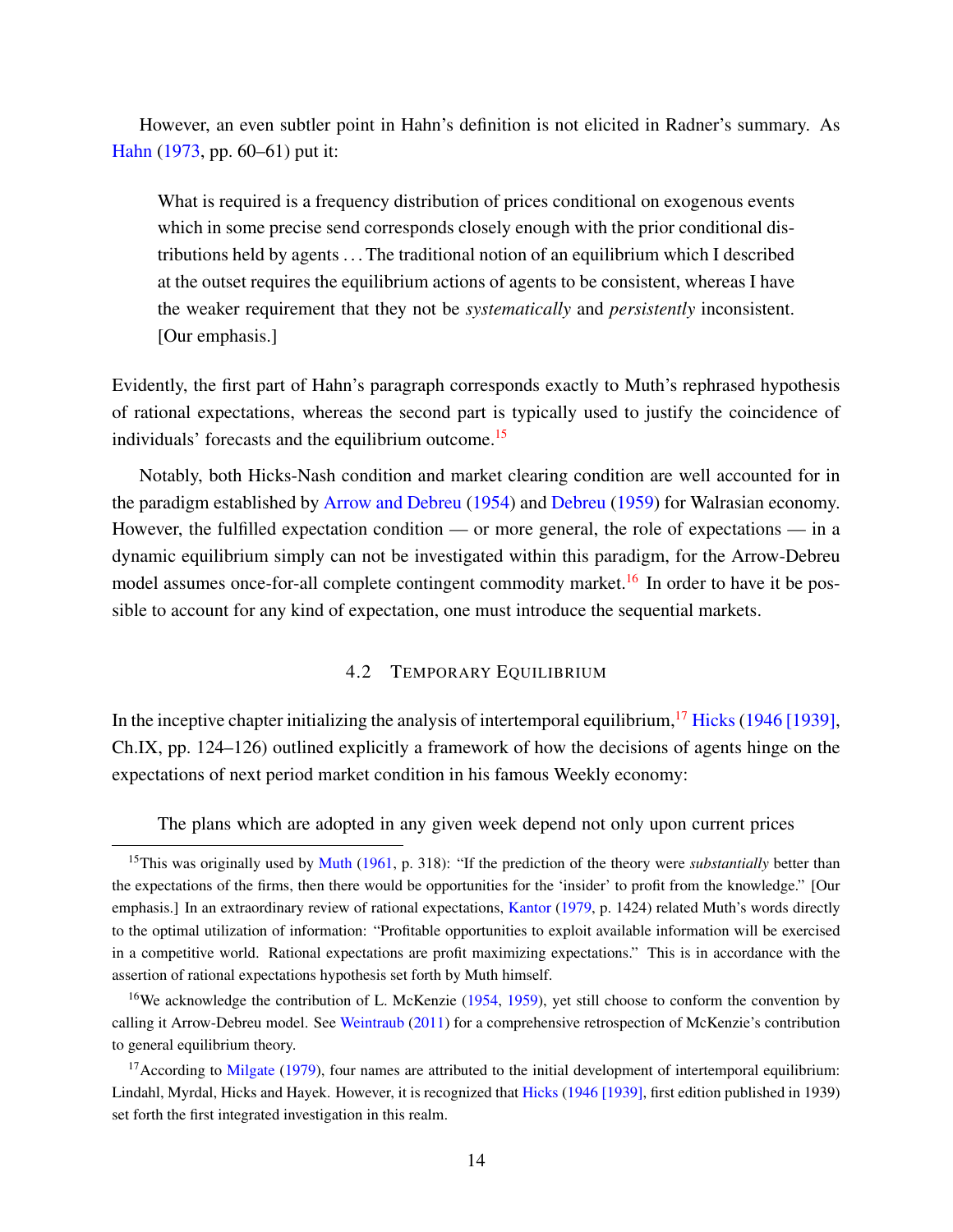However, an even subtler point in Hahn's definition is not elicited in Radner's summary. As Hahn (1973, pp. 60–61) put it:

> What is required is a frequency distribution of prices conditional on exogenous events which in some precise send corresponds closely enough with the prior conditional distributions held by agents . . . The traditional notion of an equilibrium which I described at the outset requires the equilibrium actions of agents to be consistent, whereas I have the weaker requirement that they not be *systematically* and *persistently* inconsistent. [Our emphasis.]

Evidently, the first part of Hahn's paragraph corresponds exactly to Muth's rephrased hypothesis of rational expectations, whereas the second part is typically used to justify the coincidence of individuals' forecasts and the equilibrium outcome.[15]

Notably, both Hicks-Nash condition and market clearing condition are well accounted for in the paradigm established by Arrow and Debreu (1954) and Debreu (1959) for Walrasian economy. However, the fulfilled expectation condition — or more general, the role of expectations — in a dynamic equilibrium simply can not be investigated within this paradigm, for the Arrow-Debreu model assumes once-for-all complete contingent commodity market.[16] In order to have it be possible to account for any kind of expectation, one must introduce the sequential markets.

## 4.2 Temporary Equilibrium

In the inceptive chapter initializing the analysis of intertemporal equilibrium,[17] Hicks (1946 [1939], Ch.IX, pp. 124–126) outlined explicitly a framework of how the decisions of agents hinge on the expectations of next period market condition in his famous Weekly economy:

> The plans which are adopted in any given week depend not only upon current prices

---

[15] This was originally used by Muth (1961, p. 318): "If the prediction of the theory were *substantially* better than the expectations of the firms, then there would be opportunities for the 'insider' to profit from the knowledge." [Our emphasis.] In an extraordinary review of rational expectations, Kantor (1979, p. 1424) related Muth's words directly to the optimal utilization of information: "Profitable opportunities to exploit available information will be exercised in a competitive world. Rational expectations are profit maximizing expectations." This is in accordance with the assertion of rational expectations hypothesis set forth by Muth himself.

[16] We acknowledge the contribution of L. McKenzie (1954, 1959), yet still choose to conform the convention by calling it Arrow-Debreu model. See Weintraub (2011) for a comprehensive retrospection of McKenzie's contribution to general equilibrium theory.

[17] According to Milgate (1979), four names are attributed to the initial development of intertemporal equilibrium: Lindahl, Myrdal, Hicks and Hayek. However, it is recognized that Hicks (1946 [1939], first edition published in 1939) set forth the first integrated investigation in this realm.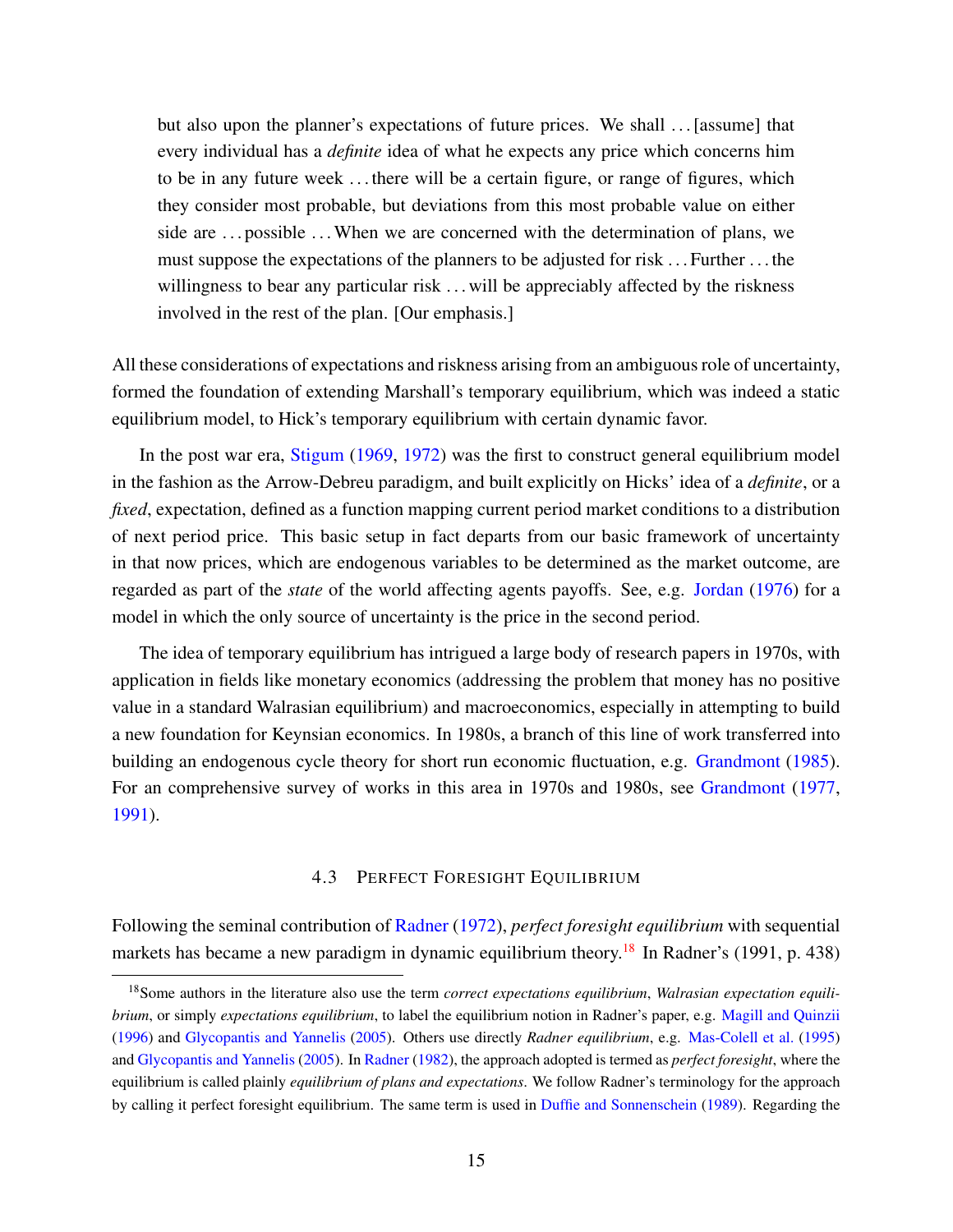> but also upon the planner's expectations of future prices. We shall ... [assume] that every individual has a *definite* idea of what he expects any price which concerns him to be in any future week ... there will be a certain figure, or range of figures, which they consider most probable, but deviations from this most probable value on either side are ... possible ... When we are concerned with the determination of plans, we must suppose the expectations of the planners to be adjusted for risk ... Further ... the willingness to bear any particular risk ... will be appreciably affected by the riskness involved in the rest of the plan. [Our emphasis.]

All these considerations of expectations and riskness arising from an ambiguous role of uncertainty, formed the foundation of extending Marshall's temporary equilibrium, which was indeed a static equilibrium model, to Hick's temporary equilibrium with certain dynamic favor.

In the post war era, Stigum (1969, 1972) was the first to construct general equilibrium model in the fashion as the Arrow-Debreu paradigm, and built explicitly on Hicks' idea of a *definite*, or a *fixed*, expectation, defined as a function mapping current period market conditions to a distribution of next period price. This basic setup in fact departs from our basic framework of uncertainty in that now prices, which are endogenous variables to be determined as the market outcome, are regarded as part of the *state* of the world affecting agents payoffs. See, e.g. Jordan (1976) for a model in which the only source of uncertainty is the price in the second period.

The idea of temporary equilibrium has intrigued a large body of research papers in 1970s, with application in fields like monetary economics (addressing the problem that money has no positive value in a standard Walrasian equilibrium) and macroeconomics, especially in attempting to build a new foundation for Keynsian economics. In 1980s, a branch of this line of work transferred into building an endogenous cycle theory for short run economic fluctuation, e.g. Grandmont (1985). For an comprehensive survey of works in this area in 1970s and 1980s, see Grandmont (1977, 1991).

### 4.3 Perfect Foresight Equilibrium

Following the seminal contribution of Radner (1972), *perfect foresight equilibrium* with sequential markets has became a new paradigm in dynamic equilibrium theory.[18] In Radner's (1991, p. 438)

[18] Some authors in the literature also use the term *correct expectations equilibrium*, *Walrasian expectation equilibrium*, or simply *expectations equilibrium*, to label the equilibrium notion in Radner's paper, e.g. Magill and Quinzii (1996) and Glycopantis and Yannelis (2005). Others use directly *Radner equilibrium*, e.g. Mas-Colell et al. (1995) and Glycopantis and Yannelis (2005). In Radner (1982), the approach adopted is termed as *perfect foresight*, where the equilibrium is called plainly *equilibrium of plans and expectations*. We follow Radner's terminology for the approach by calling it perfect foresight equilibrium. The same term is used in Duffie and Sonnenschein (1989). Regarding the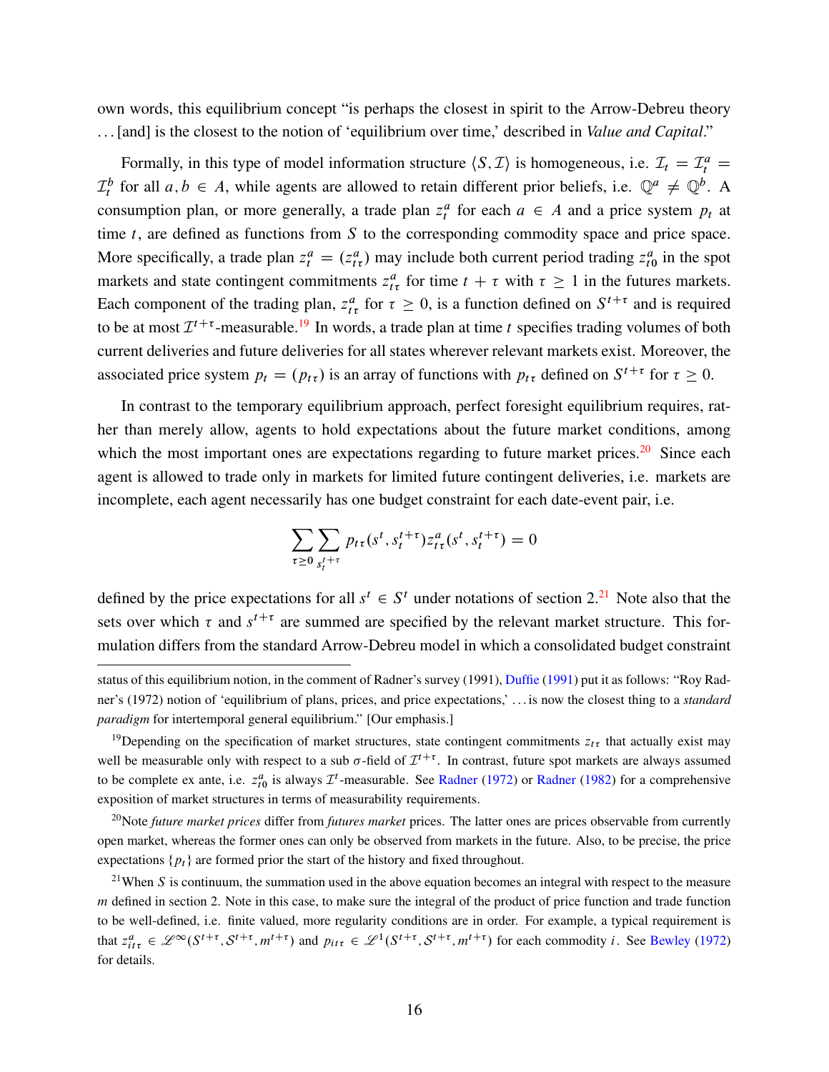own words, this equilibrium concept "is perhaps the closest in spirit to the Arrow-Debreu theory . . . [and] is the closest to the notion of 'equilibrium over time,' described in *Value and Capital*."

Formally, in this type of model information structure $\langle S, \mathcal{I} \rangle$ is homogeneous, i.e. $\mathcal{I}_t = \mathcal{I}_t^a = \mathcal{I}_t^b$ for all $a, b \in A$, while agents are allowed to retain different prior beliefs, i.e. $\mathbb{Q}^a \neq \mathbb{Q}^b$. A consumption plan, or more generally, a trade plan $z_t^a$ for each $a \in A$ and a price system $p_t$ at time $t$, are defined as functions from $S$ to the corresponding commodity space and price space. More specifically, a trade plan $z_t^a = (z_{t\tau}^a)$ may include both current period trading $z_{t0}^a$ in the spot markets and state contingent commitments $z_{t\tau}^a$ for time $t + \tau$ with $\tau \geq 1$ in the futures markets. Each component of the trading plan, $z_{t\tau}^a$ for $\tau \geq 0$, is a function defined on $S^{t+\tau}$ and is required to be at most $\mathcal{I}^{t+\tau}$-measurable.[19] In words, a trade plan at time $t$ specifies trading volumes of both current deliveries and future deliveries for all states wherever relevant markets exist. Moreover, the associated price system $p_t = (p_{t\tau})$ is an array of functions with $p_{t\tau}$ defined on $S^{t+\tau}$ for $\tau \geq 0$.

In contrast to the temporary equilibrium approach, perfect foresight equilibrium requires, rather than merely allow, agents to hold expectations about the future market conditions, among which the most important ones are expectations regarding to future market prices.[20] Since each agent is allowed to trade only in markets for limited future contingent deliveries, i.e. markets are incomplete, each agent necessarily has one budget constraint for each date-event pair, i.e.

$$\sum_{\tau \geq 0} \sum_{s_t^{t+\tau}} p_{t\tau}(s^t, s_t^{t+\tau}) z_{t\tau}^a(s^t, s_t^{t+\tau}) = 0$$

defined by the price expectations for all $s^t \in S^t$ under notations of section 2.[21] Note also that the sets over which $\tau$ and $s^{t+\tau}$ are summed are specified by the relevant market structure. This formulation differs from the standard Arrow-Debreu model in which a consolidated budget constraint

---

status of this equilibrium notion, in the comment of Radner's survey (1991), Duffie (1991) put it as follows: "Roy Radner's (1972) notion of 'equilibrium of plans, prices, and price expectations,' . . . is now the closest thing to a *standard paradigm* for intertemporal general equilibrium." [Our emphasis.]

[19] Depending on the specification of market structures, state contingent commitments $z_{t\tau}$ that actually exist may well be measurable only with respect to a sub $\sigma$-field of $\mathcal{I}^{t+\tau}$. In contrast, future spot markets are always assumed to be complete ex ante, i.e. $z_{t0}^a$ is always $\mathcal{I}^t$-measurable. See Radner (1972) or Radner (1982) for a comprehensive exposition of market structures in terms of measurability requirements.

[20] Note *future market prices* differ from *futures market* prices. The latter ones are prices observable from currently open market, whereas the former ones can only be observed from markets in the future. Also, to be precise, the price expectations $\{p_t\}$ are formed prior the start of the history and fixed throughout.

[21] When $S$ is continuum, the summation used in the above equation becomes an integral with respect to the measure $m$ defined in section 2. Note in this case, to make sure the integral of the product of price function and trade function to be well-defined, i.e. finite valued, more regularity conditions are in order. For example, a typical requirement is that $z_{it\tau}^a \in \mathscr{L}^\infty(S^{t+\tau}, \mathcal{S}^{t+\tau}, m^{t+\tau})$ and $p_{it\tau} \in \mathscr{L}^1(S^{t+\tau}, \mathcal{S}^{t+\tau}, m^{t+\tau})$ for each commodity $i$. See Bewley (1972) for details.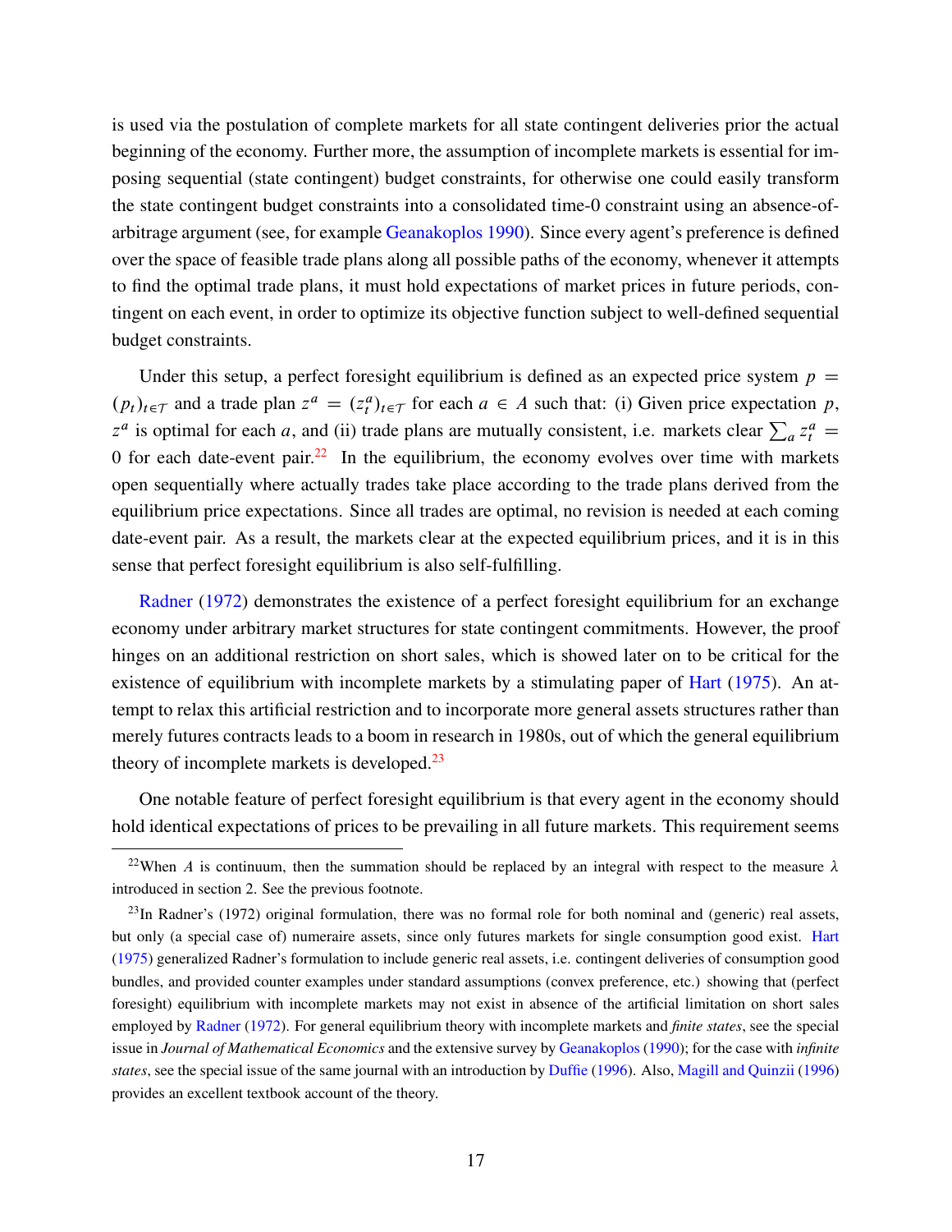is used via the postulation of complete markets for all state contingent deliveries prior the actual beginning of the economy. Further more, the assumption of incomplete markets is essential for imposing sequential (state contingent) budget constraints, for otherwise one could easily transform the state contingent budget constraints into a consolidated time-0 constraint using an absence-of-arbitrage argument (see, for example Geanakoplos 1990). Since every agent's preference is defined over the space of feasible trade plans along all possible paths of the economy, whenever it attempts to find the optimal trade plans, it must hold expectations of market prices in future periods, contingent on each event, in order to optimize its objective function subject to well-defined sequential budget constraints.

Under this setup, a perfect foresight equilibrium is defined as an expected price system $p = (p_t)_{t \in \mathcal{T}}$ and a trade plan $z^a = (z^a_t)_{t \in \mathcal{T}}$ for each $a \in A$ such that: (i) Given price expectation $p$, $z^a$ is optimal for each $a$, and (ii) trade plans are mutually consistent, i.e. markets clear $\sum_a z^a_t = 0$ for each date-event pair.[22] In the equilibrium, the economy evolves over time with markets open sequentially where actually trades take place according to the trade plans derived from the equilibrium price expectations. Since all trades are optimal, no revision is needed at each coming date-event pair. As a result, the markets clear at the expected equilibrium prices, and it is in this sense that perfect foresight equilibrium is also self-fulfilling.

Radner (1972) demonstrates the existence of a perfect foresight equilibrium for an exchange economy under arbitrary market structures for state contingent commitments. However, the proof hinges on an additional restriction on short sales, which is showed later on to be critical for the existence of equilibrium with incomplete markets by a stimulating paper of Hart (1975). An attempt to relax this artificial restriction and to incorporate more general assets structures rather than merely futures contracts leads to a boom in research in 1980s, out of which the general equilibrium theory of incomplete markets is developed.[23]

One notable feature of perfect foresight equilibrium is that every agent in the economy should hold identical expectations of prices to be prevailing in all future markets. This requirement seems

---

[22] When $A$ is continuum, then the summation should be replaced by an integral with respect to the measure $\lambda$ introduced in section 2. See the previous footnote.

[23] In Radner's (1972) original formulation, there was no formal role for both nominal and (generic) real assets, but only (a special case of) numeraire assets, since only futures markets for single consumption good exist. Hart (1975) generalized Radner's formulation to include generic real assets, i.e. contingent deliveries of consumption good bundles, and provided counter examples under standard assumptions (convex preference, etc.) showing that (perfect foresight) equilibrium with incomplete markets may not exist in absence of the artificial limitation on short sales employed by Radner (1972). For general equilibrium theory with incomplete markets and *finite states*, see the special issue in *Journal of Mathematical Economics* and the extensive survey by Geanakoplos (1990); for the case with *infinite states*, see the special issue of the same journal with an introduction by Duffie (1996). Also, Magill and Quinzii (1996) provides an excellent textbook account of the theory.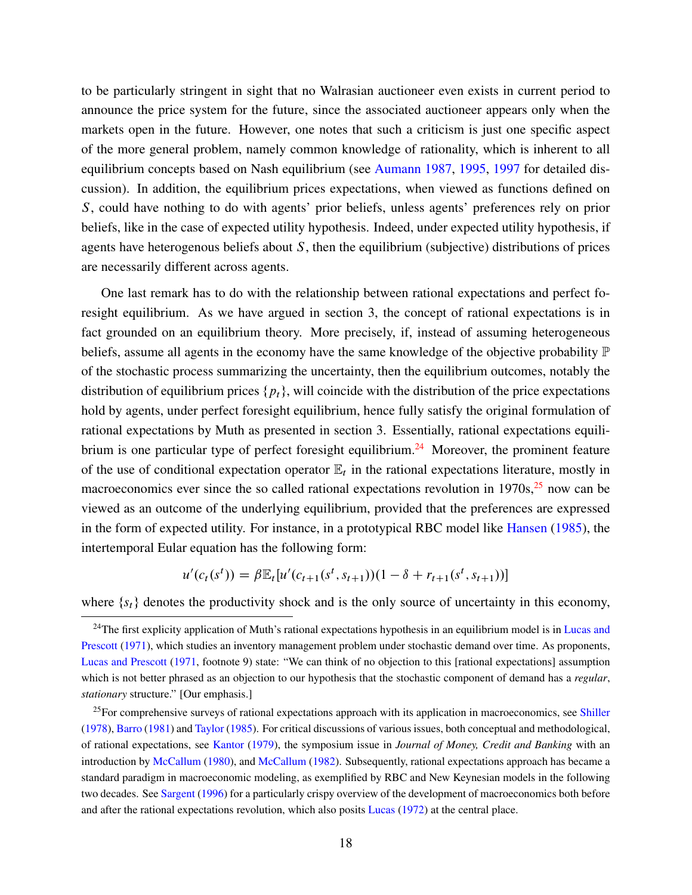to be particularly stringent in sight that no Walrasian auctioneer even exists in current period to announce the price system for the future, since the associated auctioneer appears only when the markets open in the future. However, one notes that such a criticism is just one specific aspect of the more general problem, namely common knowledge of rationality, which is inherent to all equilibrium concepts based on Nash equilibrium (see Aumann 1987, 1995, 1997 for detailed discussion). In addition, the equilibrium prices expectations, when viewed as functions defined on $S$, could have nothing to do with agents' prior beliefs, unless agents' preferences rely on prior beliefs, like in the case of expected utility hypothesis. Indeed, under expected utility hypothesis, if agents have heterogenous beliefs about $S$, then the equilibrium (subjective) distributions of prices are necessarily different across agents.

One last remark has to do with the relationship between rational expectations and perfect foresight equilibrium. As we have argued in section 3, the concept of rational expectations is in fact grounded on an equilibrium theory. More precisely, if, instead of assuming heterogeneous beliefs, assume all agents in the economy have the same knowledge of the objective probability $\mathbb{P}$ of the stochastic process summarizing the uncertainty, then the equilibrium outcomes, notably the distribution of equilibrium prices $\{p_t\}$, will coincide with the distribution of the price expectations hold by agents, under perfect foresight equilibrium, hence fully satisfy the original formulation of rational expectations by Muth as presented in section 3. Essentially, rational expectations equilibrium is one particular type of perfect foresight equilibrium.[24] Moreover, the prominent feature of the use of conditional expectation operator $\mathbb{E}_t$ in the rational expectations literature, mostly in macroeconomics ever since the so called rational expectations revolution in 1970s,[25] now can be viewed as an outcome of the underlying equilibrium, provided that the preferences are expressed in the form of expected utility. For instance, in a prototypical RBC model like Hansen (1985), the intertemporal Eular equation has the following form:

$$u'(c_t(s^t)) = \beta \mathbb{E}_t[u'(c_{t+1}(s^t, s_{t+1}))(1 - \delta + r_{t+1}(s^t, s_{t+1}))]$$

where $\{s_t\}$ denotes the productivity shock and is the only source of uncertainty in this economy,

[24] The first explicity application of Muth's rational expectations hypothesis in an equilibrium model is in Lucas and Prescott (1971), which studies an inventory management problem under stochastic demand over time. As proponents, Lucas and Prescott (1971, footnote 9) state: "We can think of no objection to this [rational expectations] assumption which is not better phrased as an objection to our hypothesis that the stochastic component of demand has a *regular*, *stationary* structure." [Our emphasis.]

[25] For comprehensive surveys of rational expectations approach with its application in macroeconomics, see Shiller (1978), Barro (1981) and Taylor (1985). For critical discussions of various issues, both conceptual and methodological, of rational expectations, see Kantor (1979), the symposium issue in *Journal of Money, Credit and Banking* with an introduction by McCallum (1980), and McCallum (1982). Subsequently, rational expectations approach has became a standard paradigm in macroeconomic modeling, as exemplified by RBC and New Keynesian models in the following two decades. See Sargent (1996) for a particularly crispy overview of the development of macroeconomics both before and after the rational expectations revolution, which also posits Lucas (1972) at the central place.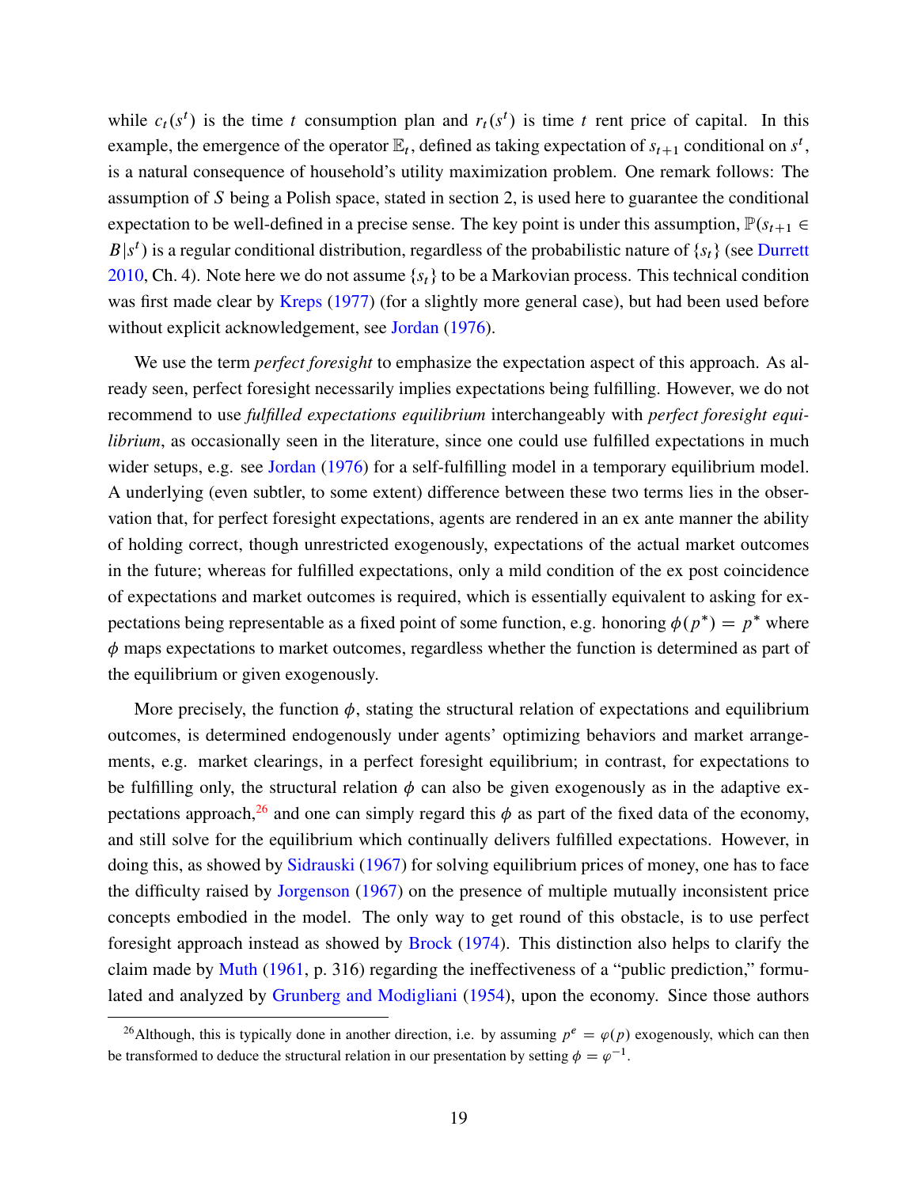while $c_t(s^t)$ is the time $t$ consumption plan and $r_t(s^t)$ is time $t$ rent price of capital. In this example, the emergence of the operator $\mathbb{E}_t$, defined as taking expectation of $s_{t+1}$ conditional on $s^t$, is a natural consequence of household's utility maximization problem. One remark follows: The assumption of $S$ being a Polish space, stated in section 2, is used here to guarantee the conditional expectation to be well-defined in a precise sense. The key point is under this assumption, $\mathbb{P}(s_{t+1} \in B|s^t)$ is a regular conditional distribution, regardless of the probabilistic nature of $\{s_t\}$ (see Durrett 2010, Ch. 4). Note here we do not assume $\{s_t\}$ to be a Markovian process. This technical condition was first made clear by Kreps (1977) (for a slightly more general case), but had been used before without explicit acknowledgement, see Jordan (1976).

We use the term *perfect foresight* to emphasize the expectation aspect of this approach. As already seen, perfect foresight necessarily implies expectations being fulfilling. However, we do not recommend to use *fulfilled expectations equilibrium* interchangeably with *perfect foresight equilibrium*, as occasionally seen in the literature, since one could use fulfilled expectations in much wider setups, e.g. see Jordan (1976) for a self-fulfilling model in a temporary equilibrium model. A underlying (even subtler, to some extent) difference between these two terms lies in the observation that, for perfect foresight expectations, agents are rendered in an ex ante manner the ability of holding correct, though unrestricted exogenously, expectations of the actual market outcomes in the future; whereas for fulfilled expectations, only a mild condition of the ex post coincidence of expectations and market outcomes is required, which is essentially equivalent to asking for expectations being representable as a fixed point of some function, e.g. honoring $\phi(p^*) = p^*$ where $\phi$ maps expectations to market outcomes, regardless whether the function is determined as part of the equilibrium or given exogenously.

More precisely, the function $\phi$, stating the structural relation of expectations and equilibrium outcomes, is determined endogenously under agents' optimizing behaviors and market arrangements, e.g. market clearings, in a perfect foresight equilibrium; in contrast, for expectations to be fulfilling only, the structural relation $\phi$ can also be given exogenously as in the adaptive expectations approach,[26] and one can simply regard this $\phi$ as part of the fixed data of the economy, and still solve for the equilibrium which continually delivers fulfilled expectations. However, in doing this, as showed by Sidrauski (1967) for solving equilibrium prices of money, one has to face the difficulty raised by Jorgenson (1967) on the presence of multiple mutually inconsistent price concepts embodied in the model. The only way to get round of this obstacle, is to use perfect foresight approach instead as showed by Brock (1974). This distinction also helps to clarify the claim made by Muth (1961, p. 316) regarding the ineffectiveness of a "public prediction," formulated and analyzed by Grunberg and Modigliani (1954), upon the economy. Since those authors

[26]Although, this is typically done in another direction, i.e. by assuming $p^e = \varphi(p)$ exogenously, which can then be transformed to deduce the structural relation in our presentation by setting $\phi = \varphi^{-1}$.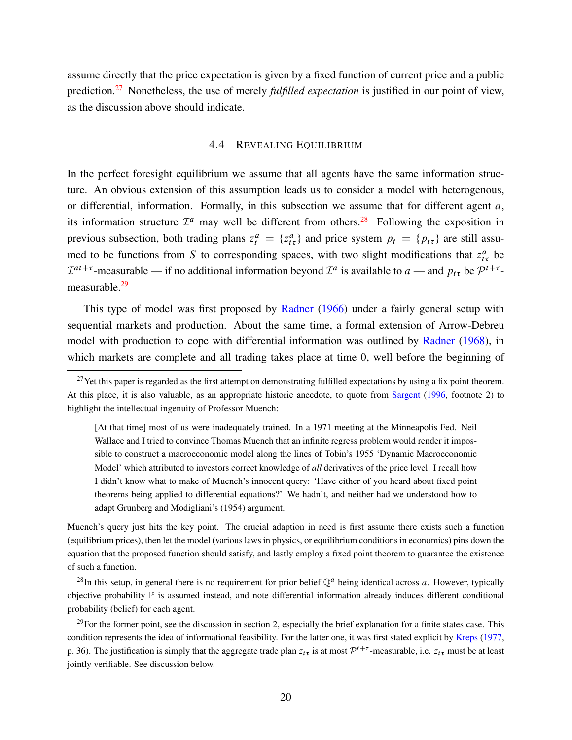assume directly that the price expectation is given by a fixed function of current price and a public prediction.[27] Nonetheless, the use of merely *fulfilled expectation* is justified in our point of view, as the discussion above should indicate.

### 4.4 Revealing Equilibrium

In the perfect foresight equilibrium we assume that all agents have the same information structure. An obvious extension of this assumption leads us to consider a model with heterogenous, or differential, information. Formally, in this subsection we assume that for different agent $a$, its information structure $\mathcal{I}^a$ may well be different from others.[28] Following the exposition in previous subsection, both trading plans $z_t^a = \{z_{t\tau}^a\}$ and price system $p_t = \{p_{t\tau}\}$ are still assumed to be functions from $S$ to corresponding spaces, with two slight modifications that $z_{t\tau}^a$ be $\mathcal{I}^{at+\tau}$-measurable — if no additional information beyond $\mathcal{I}^a$ is available to $a$ — and $p_{t\tau}$ be $\mathcal{P}^{t+\tau}$-measurable.[29]

This type of model was first proposed by Radner (1966) under a fairly general setup with sequential markets and production. About the same time, a formal extension of Arrow-Debreu model with production to cope with differential information was outlined by Radner (1968), in which markets are complete and all trading takes place at time 0, well before the beginning of

---

[27] Yet this paper is regarded as the first attempt on demonstrating fulfilled expectations by using a fix point theorem. At this place, it is also valuable, as an appropriate historic anecdote, to quote from Sargent (1996, footnote 2) to highlight the intellectual ingenuity of Professor Muench:

> [At that time] most of us were inadequately trained. In a 1971 meeting at the Minneapolis Fed. Neil Wallace and I tried to convince Thomas Muench that an infinite regress problem would render it impossible to construct a macroeconomic model along the lines of Tobin's 1955 'Dynamic Macroeconomic Model' which attributed to investors correct knowledge of *all* derivatives of the price level. I recall how I didn't know what to make of Muench's innocent query: 'Have either of you heard about fixed point theorems being applied to differential equations?' We hadn't, and neither had we understood how to adapt Grunberg and Modigliani's (1954) argument.

Muench's query just hits the key point. The crucial adaption in need is first assume there exists such a function (equilibrium prices), then let the model (various laws in physics, or equilibrium conditions in economics) pins down the equation that the proposed function should satisfy, and lastly employ a fixed point theorem to guarantee the existence of such a function.

[28] In this setup, in general there is no requirement for prior belief $\mathbb{Q}^a$ being identical across $a$. However, typically objective probability $\mathbb{P}$ is assumed instead, and note differential information already induces different conditional probability (belief) for each agent.

[29] For the former point, see the discussion in section 2, especially the brief explanation for a finite states case. This condition represents the idea of informational feasibility. For the latter one, it was first stated explicit by Kreps (1977, p. 36). The justification is simply that the aggregate trade plan $z_{t\tau}$ is at most $\mathcal{P}^{t+\tau}$-measurable, i.e. $z_{t\tau}$ must be at least jointly verifiable. See discussion below.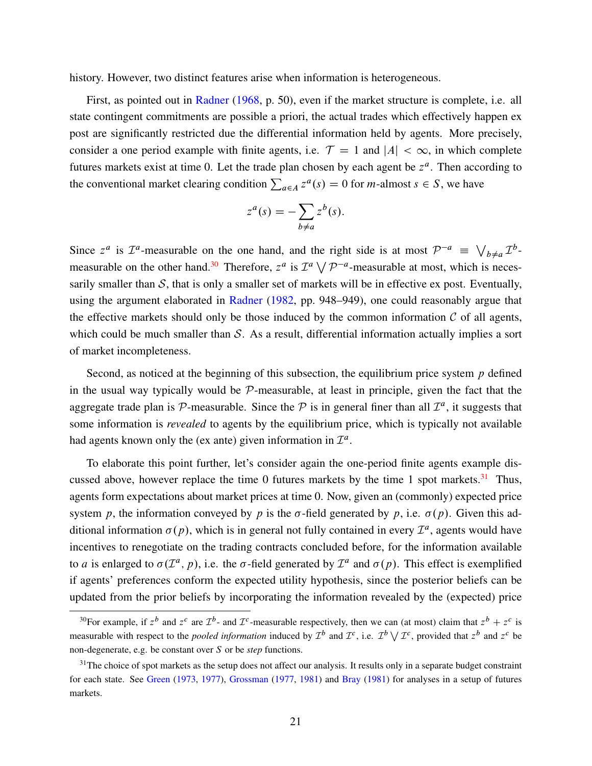history. However, two distinct features arise when information is heterogeneous.

First, as pointed out in Radner (1968, p. 50), even if the market structure is complete, i.e. all state contingent commitments are possible a priori, the actual trades which effectively happen ex post are significantly restricted due the differential information held by agents. More precisely, consider a one period example with finite agents, i.e. $\mathcal{T} = 1$ and $|A| < \infty$, in which complete futures markets exist at time 0. Let the trade plan chosen by each agent be $z^a$. Then according to the conventional market clearing condition $\sum_{a \in A} z^a(s) = 0$ for $m$-almost $s \in S$, we have

$$z^a(s) = -\sum_{b \neq a} z^b(s).$$

Since $z^a$ is $\mathcal{I}^a$-measurable on the one hand, and the right side is at most $\mathcal{P}^{-a} \equiv \bigvee_{b \neq a} \mathcal{I}^b$-measurable on the other hand.[30] Therefore, $z^a$ is $\mathcal{I}^a \bigvee \mathcal{P}^{-a}$-measurable at most, which is necessarily smaller than $\mathcal{S}$, that is only a smaller set of markets will be in effective ex post. Eventually, using the argument elaborated in Radner (1982, pp. 948–949), one could reasonably argue that the effective markets should only be those induced by the common information $\mathcal{C}$ of all agents, which could be much smaller than $\mathcal{S}$. As a result, differential information actually implies a sort of market incompleteness.

Second, as noticed at the beginning of this subsection, the equilibrium price system $p$ defined in the usual way typically would be $\mathcal{P}$-measurable, at least in principle, given the fact that the aggregate trade plan is $\mathcal{P}$-measurable. Since the $\mathcal{P}$ is in general finer than all $\mathcal{I}^a$, it suggests that some information is *revealed* to agents by the equilibrium price, which is typically not available had agents known only the (ex ante) given information in $\mathcal{I}^a$.

To elaborate this point further, let's consider again the one-period finite agents example discussed above, however replace the time 0 futures markets by the time 1 spot markets.[31] Thus, agents form expectations about market prices at time 0. Now, given an (commonly) expected price system $p$, the information conveyed by $p$ is the $\sigma$-field generated by $p$, i.e. $\sigma(p)$. Given this additional information $\sigma(p)$, which is in general not fully contained in every $\mathcal{I}^a$, agents would have incentives to renegotiate on the trading contracts concluded before, for the information available to $a$ is enlarged to $\sigma(\mathcal{I}^a, p)$, i.e. the $\sigma$-field generated by $\mathcal{I}^a$ and $\sigma(p)$. This effect is exemplified if agents' preferences conform the expected utility hypothesis, since the posterior beliefs can be updated from the prior beliefs by incorporating the information revealed by the (expected) price

---

[30] For example, if $z^b$ and $z^c$ are $\mathcal{I}^b$- and $\mathcal{I}^c$-measurable respectively, then we can (at most) claim that $z^b + z^c$ is measurable with respect to the *pooled information* induced by $\mathcal{I}^b$ and $\mathcal{I}^c$, i.e. $\mathcal{I}^b \bigvee \mathcal{I}^c$, provided that $z^b$ and $z^c$ be non-degenerate, e.g. be constant over $S$ or be *step* functions.

[31] The choice of spot markets as the setup does not affect our analysis. It results only in a separate budget constraint for each state. See Green (1973, 1977), Grossman (1977, 1981) and Bray (1981) for analyses in a setup of futures markets.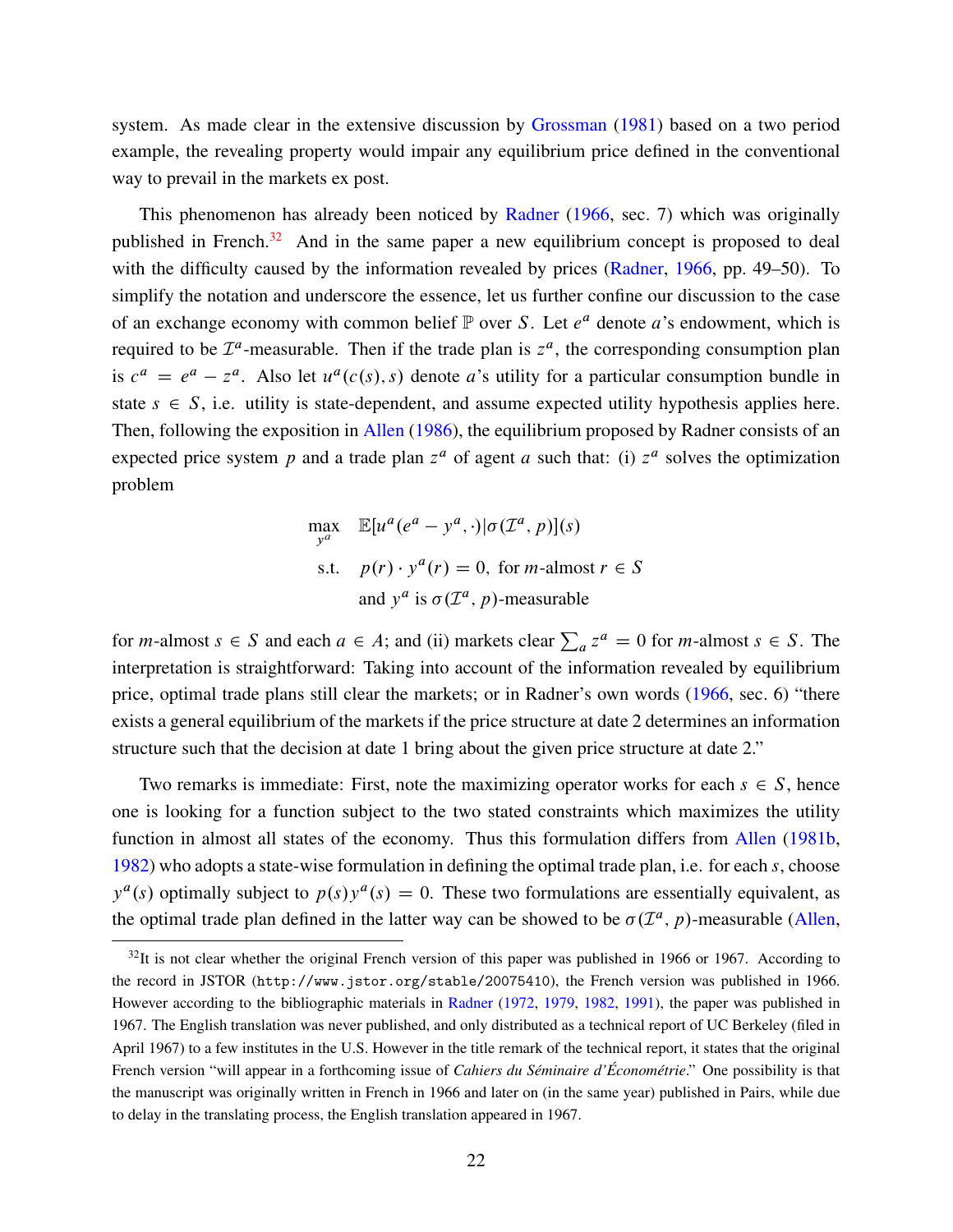system. As made clear in the extensive discussion by Grossman (1981) based on a two period example, the revealing property would impair any equilibrium price defined in the conventional way to prevail in the markets ex post.

This phenomenon has already been noticed by Radner (1966, sec. 7) which was originally published in French.[32] And in the same paper a new equilibrium concept is proposed to deal with the difficulty caused by the information revealed by prices (Radner, 1966, pp. 49–50). To simplify the notation and underscore the essence, let us further confine our discussion to the case of an exchange economy with common belief $\mathbb{P}$ over $S$. Let $e^a$ denote $a$'s endowment, which is required to be $\mathcal{I}^a$-measurable. Then if the trade plan is $z^a$, the corresponding consumption plan is $c^a = e^a - z^a$. Also let $u^a(c(s), s)$ denote $a$'s utility for a particular consumption bundle in state $s \in S$, i.e. utility is state-dependent, and assume expected utility hypothesis applies here. Then, following the exposition in Allen (1986), the equilibrium proposed by Radner consists of an expected price system $p$ and a trade plan $z^a$ of agent $a$ such that: (i) $z^a$ solves the optimization problem

$$
\begin{aligned}
\max_{y^a} \quad & \mathbb{E}[u^a(e^a - y^a, \cdot) | \sigma(\mathcal{I}^a, p)](s) \\
\text{s.t.} \quad & p(r) \cdot y^a(r) = 0, \text{ for } m\text{-almost } r \in S \\
& \text{and } y^a \text{ is } \sigma(\mathcal{I}^a, p)\text{-measurable}
\end{aligned}
$$

for $m$-almost $s \in S$ and each $a \in A$; and (ii) markets clear $\sum_a z^a = 0$ for $m$-almost $s \in S$. The interpretation is straightforward: Taking into account of the information revealed by equilibrium price, optimal trade plans still clear the markets; or in Radner's own words (1966, sec. 6) "there exists a general equilibrium of the markets if the price structure at date 2 determines an information structure such that the decision at date 1 bring about the given price structure at date 2."

Two remarks is immediate: First, note the maximizing operator works for each $s \in S$, hence one is looking for a function subject to the two stated constraints which maximizes the utility function in almost all states of the economy. Thus this formulation differs from Allen (1981b, 1982) who adopts a state-wise formulation in defining the optimal trade plan, i.e. for each $s$, choose $y^a(s)$ optimally subject to $p(s)y^a(s) = 0$. These two formulations are essentially equivalent, as the optimal trade plan defined in the latter way can be showed to be $\sigma(\mathcal{I}^a, p)$-measurable (Allen,

[32] It is not clear whether the original French version of this paper was published in 1966 or 1967. According to the record in JSTOR (http://www.jstor.org/stable/20075410), the French version was published in 1966. However according to the bibliographic materials in Radner (1972, 1979, 1982, 1991), the paper was published in 1967. The English translation was never published, and only distributed as a technical report of UC Berkeley (filed in April 1967) to a few institutes in the U.S. However in the title remark of the technical report, it states that the original French version "will appear in a forthcoming issue of *Cahiers du Séminaire d'Économétrie*." One possibility is that the manuscript was originally written in French in 1966 and later on (in the same year) published in Pairs, while due to delay in the translating process, the English translation appeared in 1967.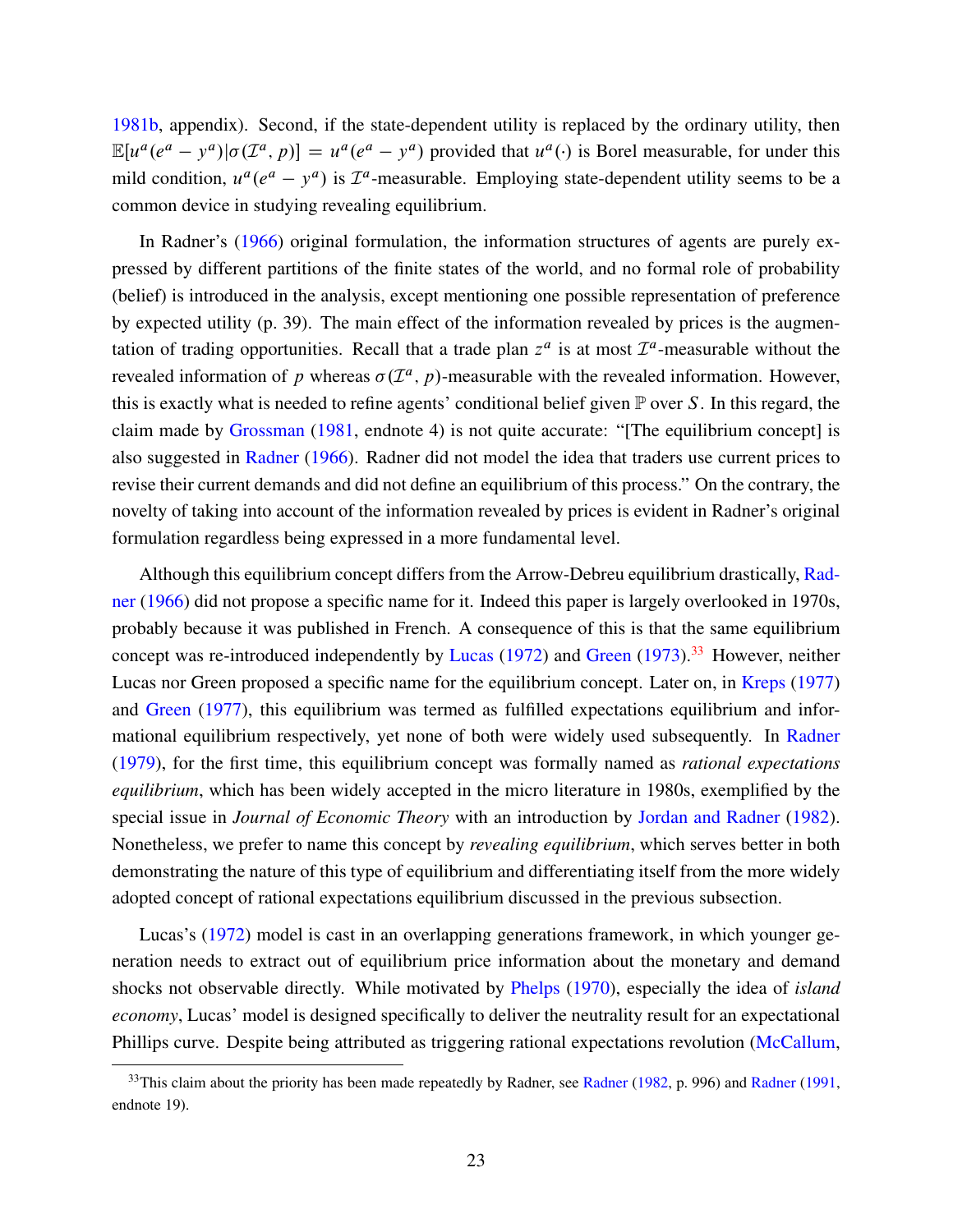1981b, appendix). Second, if the state-dependent utility is replaced by the ordinary utility, then $\mathbb{E}[u^a(e^a - y^a)|\sigma(\mathcal{I}^a, p)] = u^a(e^a - y^a)$ provided that $u^a(\cdot)$ is Borel measurable, for under this mild condition, $u^a(e^a - y^a)$ is $\mathcal{I}^a$-measurable. Employing state-dependent utility seems to be a common device in studying revealing equilibrium.

In Radner's (1966) original formulation, the information structures of agents are purely expressed by different partitions of the finite states of the world, and no formal role of probability (belief) is introduced in the analysis, except mentioning one possible representation of preference by expected utility (p. 39). The main effect of the information revealed by prices is the augmentation of trading opportunities. Recall that a trade plan $z^a$ is at most $\mathcal{I}^a$-measurable without the revealed information of $p$ whereas $\sigma(\mathcal{I}^a, p)$-measurable with the revealed information. However, this is exactly what is needed to refine agents' conditional belief given $\mathbb{P}$ over $S$. In this regard, the claim made by Grossman (1981, endnote 4) is not quite accurate: "[The equilibrium concept] is also suggested in Radner (1966). Radner did not model the idea that traders use current prices to revise their current demands and did not define an equilibrium of this process." On the contrary, the novelty of taking into account of the information revealed by prices is evident in Radner's original formulation regardless being expressed in a more fundamental level.

Although this equilibrium concept differs from the Arrow-Debreu equilibrium drastically, Radner (1966) did not propose a specific name for it. Indeed this paper is largely overlooked in 1970s, probably because it was published in French. A consequence of this is that the same equilibrium concept was re-introduced independently by Lucas (1972) and Green (1973).[33] However, neither Lucas nor Green proposed a specific name for the equilibrium concept. Later on, in Kreps (1977) and Green (1977), this equilibrium was termed as fulfilled expectations equilibrium and informational equilibrium respectively, yet none of both were widely used subsequently. In Radner (1979), for the first time, this equilibrium concept was formally named as *rational expectations equilibrium*, which has been widely accepted in the micro literature in 1980s, exemplified by the special issue in *Journal of Economic Theory* with an introduction by Jordan and Radner (1982). Nonetheless, we prefer to name this concept by *revealing equilibrium*, which serves better in both demonstrating the nature of this type of equilibrium and differentiating itself from the more widely adopted concept of rational expectations equilibrium discussed in the previous subsection.

Lucas's (1972) model is cast in an overlapping generations framework, in which younger generation needs to extract out of equilibrium price information about the monetary and demand shocks not observable directly. While motivated by Phelps (1970), especially the idea of *island economy*, Lucas' model is designed specifically to deliver the neutrality result for an expectational Phillips curve. Despite being attributed as triggering rational expectations revolution (McCallum,

[33] This claim about the priority has been made repeatedly by Radner, see Radner (1982, p. 996) and Radner (1991, endnote 19).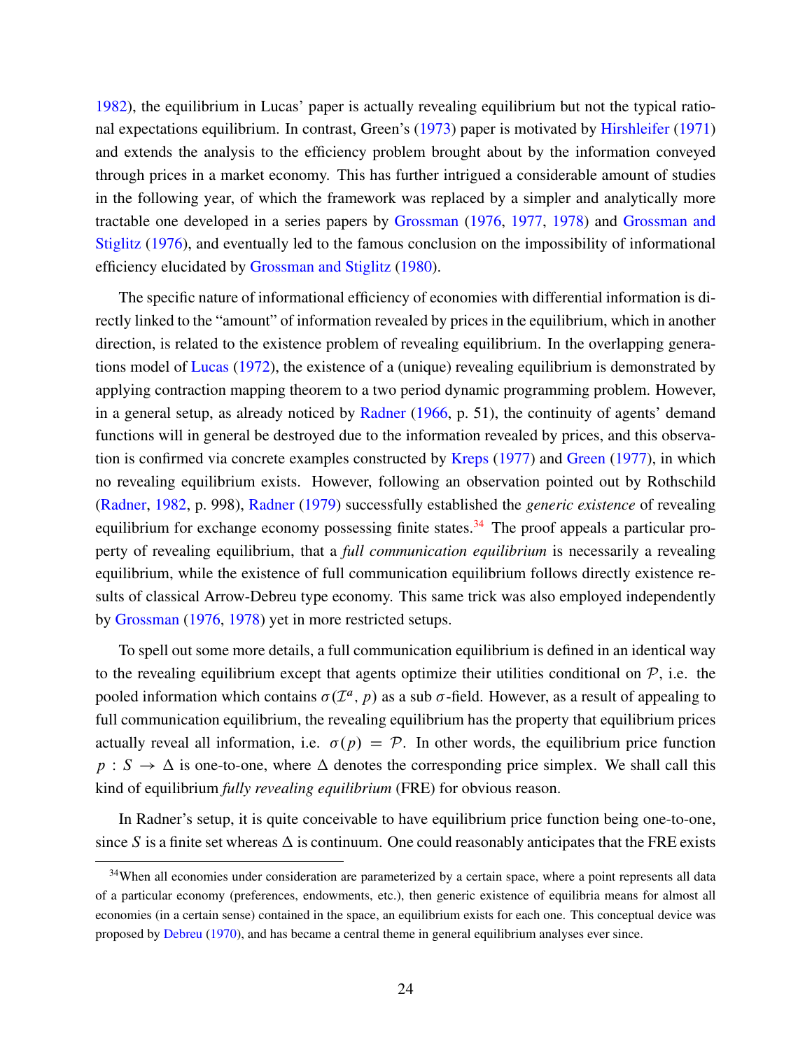1982), the equilibrium in Lucas' paper is actually revealing equilibrium but not the typical rational expectations equilibrium. In contrast, Green's (1973) paper is motivated by Hirshleifer (1971) and extends the analysis to the efficiency problem brought about by the information conveyed through prices in a market economy. This has further intrigued a considerable amount of studies in the following year, of which the framework was replaced by a simpler and analytically more tractable one developed in a series papers by Grossman (1976, 1977, 1978) and Grossman and Stiglitz (1976), and eventually led to the famous conclusion on the impossibility of informational efficiency elucidated by Grossman and Stiglitz (1980).

The specific nature of informational efficiency of economies with differential information is directly linked to the "amount" of information revealed by prices in the equilibrium, which in another direction, is related to the existence problem of revealing equilibrium. In the overlapping generations model of Lucas (1972), the existence of a (unique) revealing equilibrium is demonstrated by applying contraction mapping theorem to a two period dynamic programming problem. However, in a general setup, as already noticed by Radner (1966, p. 51), the continuity of agents' demand functions will in general be destroyed due to the information revealed by prices, and this observation is confirmed via concrete examples constructed by Kreps (1977) and Green (1977), in which no revealing equilibrium exists. However, following an observation pointed out by Rothschild (Radner, 1982, p. 998), Radner (1979) successfully established the *generic existence* of revealing equilibrium for exchange economy possessing finite states.[34] The proof appeals a particular property of revealing equilibrium, that a *full communication equilibrium* is necessarily a revealing equilibrium, while the existence of full communication equilibrium follows directly existence results of classical Arrow-Debreu type economy. This same trick was also employed independently by Grossman (1976, 1978) yet in more restricted setups.

To spell out some more details, a full communication equilibrium is defined in an identical way to the revealing equilibrium except that agents optimize their utilities conditional on $\mathcal{P}$, i.e. the pooled information which contains $\sigma(\mathcal{I}^a, p)$ as a sub $\sigma$-field. However, as a result of appealing to full communication equilibrium, the revealing equilibrium has the property that equilibrium prices actually reveal all information, i.e. $\sigma(p) = \mathcal{P}$. In other words, the equilibrium price function $p : S \to \Delta$ is one-to-one, where $\Delta$ denotes the corresponding price simplex. We shall call this kind of equilibrium *fully revealing equilibrium* (FRE) for obvious reason.

In Radner's setup, it is quite conceivable to have equilibrium price function being one-to-one, since $S$ is a finite set whereas $\Delta$ is continuum. One could reasonably anticipates that the FRE exists

[34] When all economies under consideration are parameterized by a certain space, where a point represents all data of a particular economy (preferences, endowments, etc.), then generic existence of equilibria means for almost all economies (in a certain sense) contained in the space, an equilibrium exists for each one. This conceptual device was proposed by Debreu (1970), and has became a central theme in general equilibrium analyses ever since.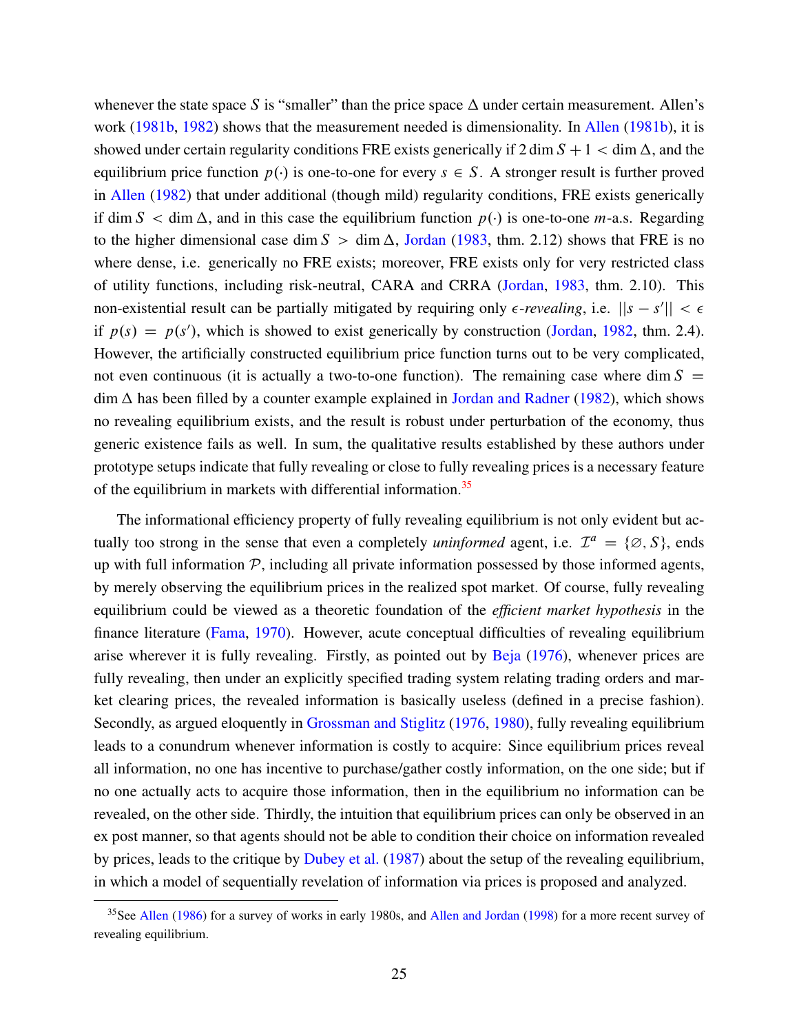whenever the state space $S$ is "smaller" than the price space $\Delta$ under certain measurement. Allen's work (1981b, 1982) shows that the measurement needed is dimensionality. In Allen (1981b), it is showed under certain regularity conditions FRE exists generically if $2\dim S + 1 < \dim \Delta$, and the equilibrium price function $p(\cdot)$ is one-to-one for every $s \in S$. A stronger result is further proved in Allen (1982) that under additional (though mild) regularity conditions, FRE exists generically if $\dim S < \dim \Delta$, and in this case the equilibrium function $p(\cdot)$ is one-to-one $m$-a.s. Regarding to the higher dimensional case $\dim S > \dim \Delta$, Jordan (1983, thm. 2.12) shows that FRE is no where dense, i.e. generically no FRE exists; moreover, FRE exists only for very restricted class of utility functions, including risk-neutral, CARA and CRRA (Jordan, 1983, thm. 2.10). This non-existential result can be partially mitigated by requiring only *$\epsilon$-revealing*, i.e. $||s - s'|| < \epsilon$ if $p(s) = p(s')$, which is showed to exist generically by construction (Jordan, 1982, thm. 2.4). However, the artificially constructed equilibrium price function turns out to be very complicated, not even continuous (it is actually a two-to-one function). The remaining case where $\dim S = \dim \Delta$ has been filled by a counter example explained in Jordan and Radner (1982), which shows no revealing equilibrium exists, and the result is robust under perturbation of the economy, thus generic existence fails as well. In sum, the qualitative results established by these authors under prototype setups indicate that fully revealing or close to fully revealing prices is a necessary feature of the equilibrium in markets with differential information.[35]

The informational efficiency property of fully revealing equilibrium is not only evident but actually too strong in the sense that even a completely *uninformed* agent, i.e. $\mathcal{I}^a = \{\varnothing, S\}$, ends up with full information $\mathcal{P}$, including all private information possessed by those informed agents, by merely observing the equilibrium prices in the realized spot market. Of course, fully revealing equilibrium could be viewed as a theoretic foundation of the *efficient market hypothesis* in the finance literature (Fama, 1970). However, acute conceptual difficulties of revealing equilibrium arise wherever it is fully revealing. Firstly, as pointed out by Beja (1976), whenever prices are fully revealing, then under an explicitly specified trading system relating trading orders and market clearing prices, the revealed information is basically useless (defined in a precise fashion). Secondly, as argued eloquently in Grossman and Stiglitz (1976, 1980), fully revealing equilibrium leads to a conundrum whenever information is costly to acquire: Since equilibrium prices reveal all information, no one has incentive to purchase/gather costly information, on the one side; but if no one actually acts to acquire those information, then in the equilibrium no information can be revealed, on the other side. Thirdly, the intuition that equilibrium prices can only be observed in an ex post manner, so that agents should not be able to condition their choice on information revealed by prices, leads to the critique by Dubey et al. (1987) about the setup of the revealing equilibrium, in which a model of sequentially revelation of information via prices is proposed and analyzed.

[35] See Allen (1986) for a survey of works in early 1980s, and Allen and Jordan (1998) for a more recent survey of revealing equilibrium.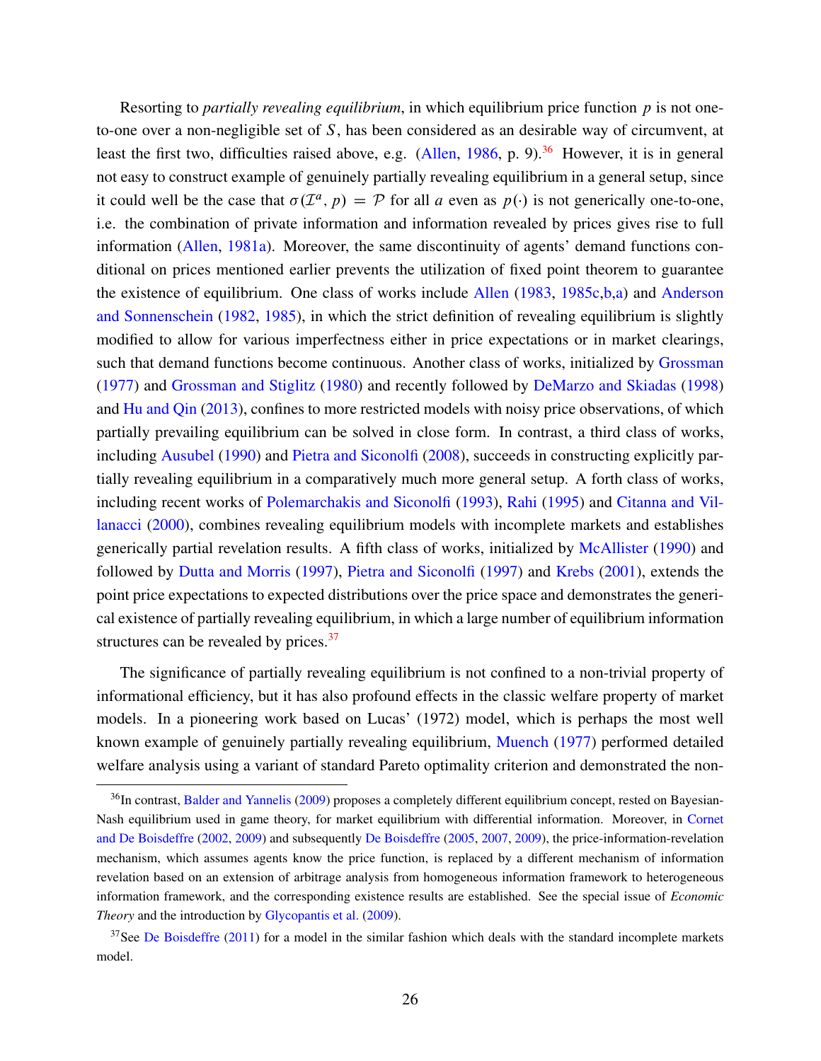Resorting to *partially revealing equilibrium*, in which equilibrium price function $p$ is not one-to-one over a non-negligible set of $S$, has been considered as an desirable way of circumvent, at least the first two, difficulties raised above, e.g. (Allen, 1986, p. 9).[36] However, it is in general not easy to construct example of genuinely partially revealing equilibrium in a general setup, since it could well be the case that $\sigma(\mathcal{I}^a, p) = \mathcal{P}$ for all $a$ even as $p(\cdot)$ is not generically one-to-one, i.e. the combination of private information and information revealed by prices gives rise to full information (Allen, 1981a). Moreover, the same discontinuity of agents' demand functions conditional on prices mentioned earlier prevents the utilization of fixed point theorem to guarantee the existence of equilibrium. One class of works include Allen (1983, 1985c,b,a) and Anderson and Sonnenschein (1982, 1985), in which the strict definition of revealing equilibrium is slightly modified to allow for various imperfectness either in price expectations or in market clearings, such that demand functions become continuous. Another class of works, initialized by Grossman (1977) and Grossman and Stiglitz (1980) and recently followed by DeMarzo and Skiadas (1998) and Hu and Qin (2013), confines to more restricted models with noisy price observations, of which partially prevailing equilibrium can be solved in close form. In contrast, a third class of works, including Ausubel (1990) and Pietra and Siconolfi (2008), succeeds in constructing explicitly partially revealing equilibrium in a comparatively much more general setup. A forth class of works, including recent works of Polemarchakis and Siconolfi (1993), Rahi (1995) and Citanna and Villanacci (2000), combines revealing equilibrium models with incomplete markets and establishes generically partial revelation results. A fifth class of works, initialized by McAllister (1990) and followed by Dutta and Morris (1997), Pietra and Siconolfi (1997) and Krebs (2001), extends the point price expectations to expected distributions over the price space and demonstrates the generical existence of partially revealing equilibrium, in which a large number of equilibrium information structures can be revealed by prices.[37]

The significance of partially revealing equilibrium is not confined to a non-trivial property of informational efficiency, but it has also profound effects in the classic welfare property of market models. In a pioneering work based on Lucas' (1972) model, which is perhaps the most well known example of genuinely partially revealing equilibrium, Muench (1977) performed detailed welfare analysis using a variant of standard Pareto optimality criterion and demonstrated the non-

[36] In contrast, Balder and Yannelis (2009) proposes a completely different equilibrium concept, rested on Bayesian-Nash equilibrium used in game theory, for market equilibrium with differential information. Moreover, in Cornet and De Boisdeffre (2002, 2009) and subsequently De Boisdeffre (2005, 2007, 2009), the price-information-revelation mechanism, which assumes agents know the price function, is replaced by a different mechanism of information revelation based on an extension of arbitrage analysis from homogeneous information framework to heterogeneous information framework, and the corresponding existence results are established. See the special issue of *Economic Theory* and the introduction by Glycopantis et al. (2009).

[37] See De Boisdeffre (2011) for a model in the similar fashion which deals with the standard incomplete markets model.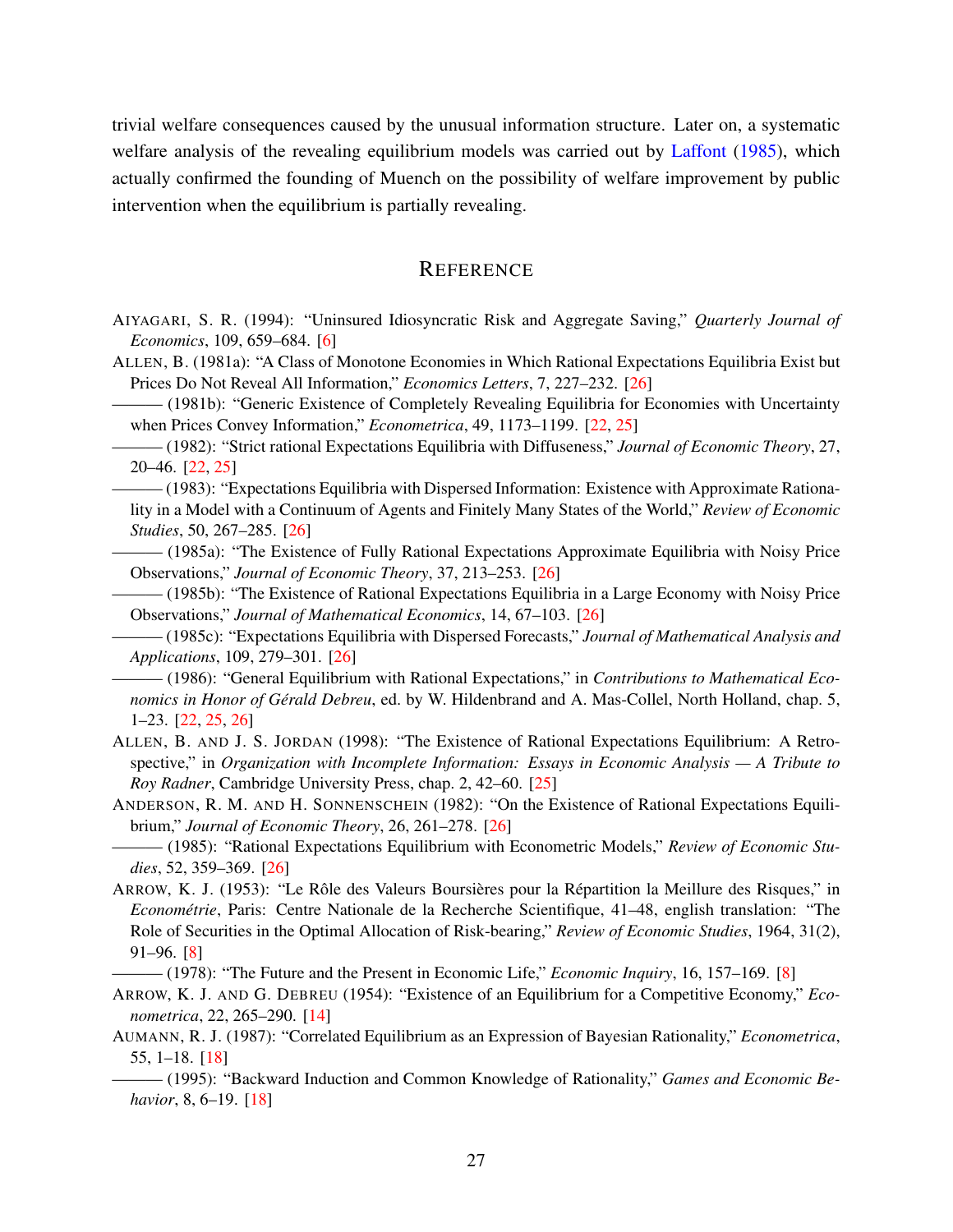trivial welfare consequences caused by the unusual information structure. Later on, a systematic welfare analysis of the revealing equilibrium models was carried out by Laffont (1985), which actually confirmed the founding of Muench on the possibility of welfare improvement by public intervention when the equilibrium is partially revealing.

## REFERENCE

AIYAGARI, S. R. (1994): "Uninsured Idiosyncratic Risk and Aggregate Saving," *Quarterly Journal of Economics*, 109, 659–684. [6]

ALLEN, B. (1981a): "A Class of Monotone Economies in Which Rational Expectations Equilibria Exist but Prices Do Not Reveal All Information," *Economics Letters*, 7, 227–232. [26]

——— (1981b): "Generic Existence of Completely Revealing Equilibria for Economies with Uncertainty when Prices Convey Information," *Econometrica*, 49, 1173–1199. [22, 25]

——— (1982): "Strict rational Expectations Equilibria with Diffuseness," *Journal of Economic Theory*, 27, 20–46. [22, 25]

——— (1983): "Expectations Equilibria with Dispersed Information: Existence with Approximate Rationality in a Model with a Continuum of Agents and Finitely Many States of the World," *Review of Economic Studies*, 50, 267–285. [26]

——— (1985a): "The Existence of Fully Rational Expectations Approximate Equilibria with Noisy Price Observations," *Journal of Economic Theory*, 37, 213–253. [26]

——— (1985b): "The Existence of Rational Expectations Equilibria in a Large Economy with Noisy Price Observations," *Journal of Mathematical Economics*, 14, 67–103. [26]

——— (1985c): "Expectations Equilibria with Dispersed Forecasts," *Journal of Mathematical Analysis and Applications*, 109, 279–301. [26]

——— (1986): "General Equilibrium with Rational Expectations," in *Contributions to Mathematical Economics in Honor of Gérald Debreu*, ed. by W. Hildenbrand and A. Mas-Collel, North Holland, chap. 5, 1–23. [22, 25, 26]

ALLEN, B. AND J. S. JORDAN (1998): "The Existence of Rational Expectations Equilibrium: A Retrospective," in *Organization with Incomplete Information: Essays in Economic Analysis — A Tribute to Roy Radner*, Cambridge University Press, chap. 2, 42–60. [25]

ANDERSON, R. M. AND H. SONNENSCHEIN (1982): "On the Existence of Rational Expectations Equilibrium," *Journal of Economic Theory*, 26, 261–278. [26]

——— (1985): "Rational Expectations Equilibrium with Econometric Models," *Review of Economic Studies*, 52, 359–369. [26]

ARROW, K. J. (1953): "Le Rôle des Valeurs Boursières pour la Répartition la Meillure des Risques," in *Econométrie*, Paris: Centre Nationale de la Recherche Scientifique, 41–48, english translation: "The Role of Securities in the Optimal Allocation of Risk-bearing," *Review of Economic Studies*, 1964, 31(2), 91–96. [8]

——— (1978): "The Future and the Present in Economic Life," *Economic Inquiry*, 16, 157–169. [8]

ARROW, K. J. AND G. DEBREU (1954): "Existence of an Equilibrium for a Competitive Economy," *Econometrica*, 22, 265–290. [14]

AUMANN, R. J. (1987): "Correlated Equilibrium as an Expression of Bayesian Rationality," *Econometrica*, 55, 1–18. [18]

——— (1995): "Backward Induction and Common Knowledge of Rationality," *Games and Economic Behavior*, 8, 6–19. [18]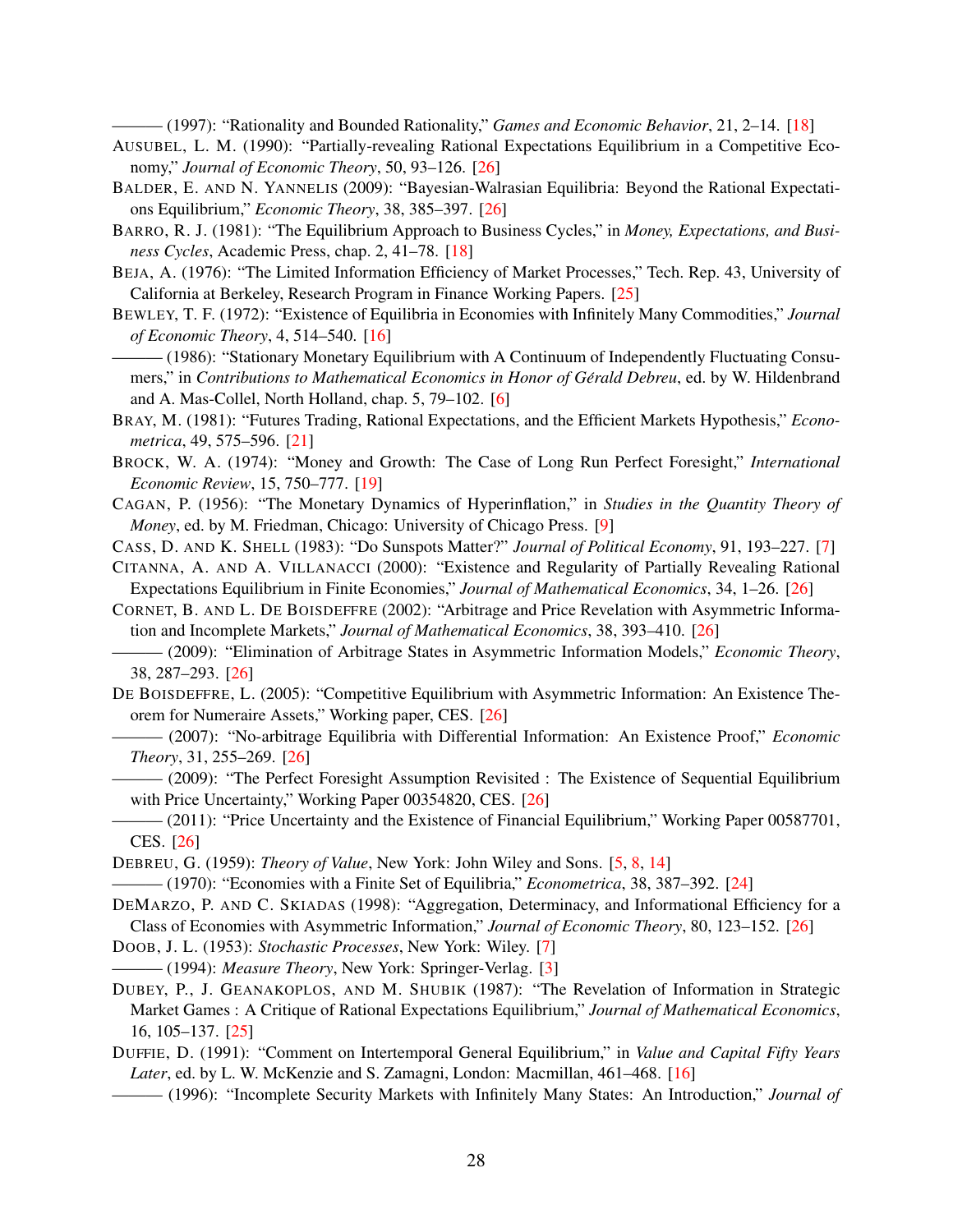——— (1997): "Rationality and Bounded Rationality," *Games and Economic Behavior*, 21, 2–14. [18]

AUSUBEL, L. M. (1990): "Partially-revealing Rational Expectations Equilibrium in a Competitive Economy," *Journal of Economic Theory*, 50, 93–126. [26]

BALDER, E. AND N. YANNELIS (2009): "Bayesian-Walrasian Equilibria: Beyond the Rational Expectations Equilibrium," *Economic Theory*, 38, 385–397. [26]

BARRO, R. J. (1981): "The Equilibrium Approach to Business Cycles," in *Money, Expectations, and Business Cycles*, Academic Press, chap. 2, 41–78. [18]

BEJA, A. (1976): "The Limited Information Efficiency of Market Processes," Tech. Rep. 43, University of California at Berkeley, Research Program in Finance Working Papers. [25]

BEWLEY, T. F. (1972): "Existence of Equilibria in Economies with Infinitely Many Commodities," *Journal of Economic Theory*, 4, 514–540. [16]

——— (1986): "Stationary Monetary Equilibrium with A Continuum of Independently Fluctuating Consumers," in *Contributions to Mathematical Economics in Honor of Gérald Debreu*, ed. by W. Hildenbrand and A. Mas-Collel, North Holland, chap. 5, 79–102. [6]

BRAY, M. (1981): "Futures Trading, Rational Expectations, and the Efficient Markets Hypothesis," *Econometrica*, 49, 575–596. [21]

BROCK, W. A. (1974): "Money and Growth: The Case of Long Run Perfect Foresight," *International Economic Review*, 15, 750–777. [19]

CAGAN, P. (1956): "The Monetary Dynamics of Hyperinflation," in *Studies in the Quantity Theory of Money*, ed. by M. Friedman, Chicago: University of Chicago Press. [9]

CASS, D. AND K. SHELL (1983): "Do Sunspots Matter?" *Journal of Political Economy*, 91, 193–227. [7]

CITANNA, A. AND A. VILLANACCI (2000): "Existence and Regularity of Partially Revealing Rational Expectations Equilibrium in Finite Economies," *Journal of Mathematical Economics*, 34, 1–26. [26]

CORNET, B. AND L. DE BOISDEFFRE (2002): "Arbitrage and Price Revelation with Asymmetric Information and Incomplete Markets," *Journal of Mathematical Economics*, 38, 393–410. [26]

——— (2009): "Elimination of Arbitrage States in Asymmetric Information Models," *Economic Theory*, 38, 287–293. [26]

DE BOISDEFFRE, L. (2005): "Competitive Equilibrium with Asymmetric Information: An Existence Theorem for Numeraire Assets," Working paper, CES. [26]

——— (2007): "No-arbitrage Equilibria with Differential Information: An Existence Proof," *Economic Theory*, 31, 255–269. [26]

——— (2009): "The Perfect Foresight Assumption Revisited : The Existence of Sequential Equilibrium with Price Uncertainty," Working Paper 00354820, CES. [26]

——— (2011): "Price Uncertainty and the Existence of Financial Equilibrium," Working Paper 00587701, CES. [26]

DEBREU, G. (1959): *Theory of Value*, New York: John Wiley and Sons. [5, 8, 14]

——— (1970): "Economies with a Finite Set of Equilibria," *Econometrica*, 38, 387–392. [24]

DEMARZO, P. AND C. SKIADAS (1998): "Aggregation, Determinacy, and Informational Efficiency for a Class of Economies with Asymmetric Information," *Journal of Economic Theory*, 80, 123–152. [26]

DOOB, J. L. (1953): *Stochastic Processes*, New York: Wiley. [7]

——— (1994): *Measure Theory*, New York: Springer-Verlag. [3]

DUBEY, P., J. GEANAKOPLOS, AND M. SHUBIK (1987): "The Revelation of Information in Strategic Market Games : A Critique of Rational Expectations Equilibrium," *Journal of Mathematical Economics*, 16, 105–137. [25]

DUFFIE, D. (1991): "Comment on Intertemporal General Equilibrium," in *Value and Capital Fifty Years Later*, ed. by L. W. McKenzie and S. Zamagni, London: Macmillan, 461–468. [16]

——— (1996): "Incomplete Security Markets with Infinitely Many States: An Introduction," *Journal of*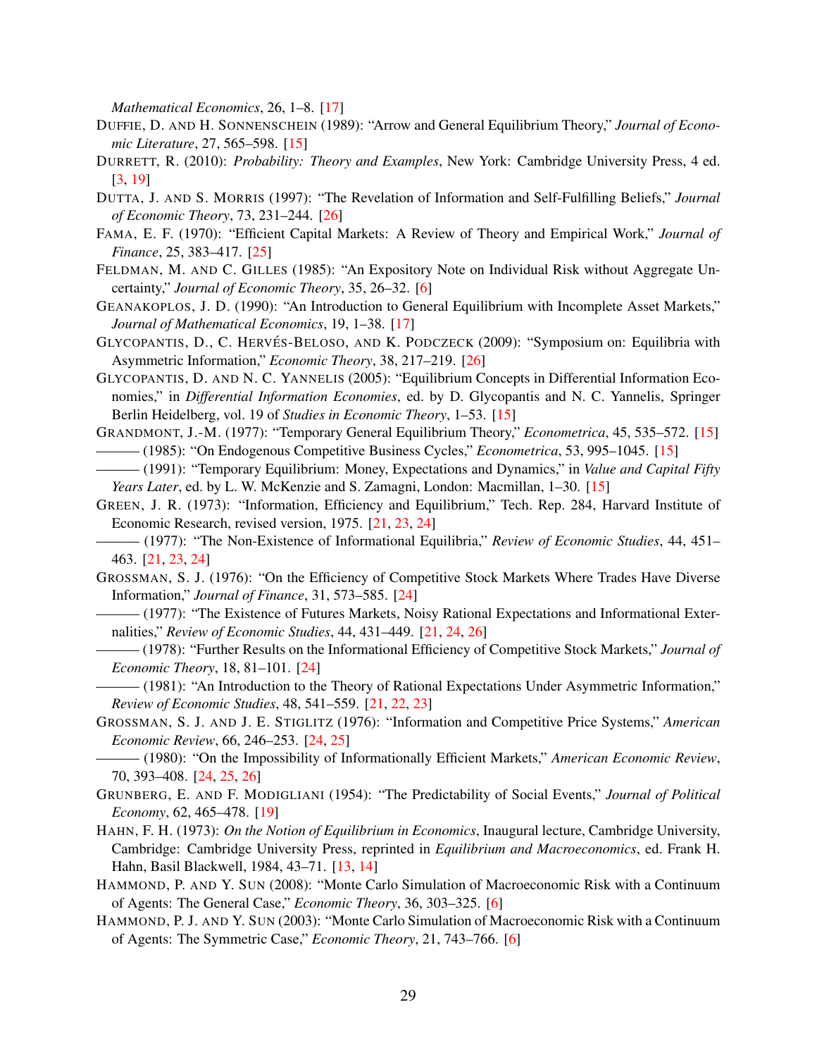*Mathematical Economics*, 26, 1–8. [17]

DUFFIE, D. AND H. SONNENSCHEIN (1989): "Arrow and General Equilibrium Theory," *Journal of Economic Literature*, 27, 565–598. [15]

DURRETT, R. (2010): *Probability: Theory and Examples*, New York: Cambridge University Press, 4 ed. [3, 19]

DUTTA, J. AND S. MORRIS (1997): "The Revelation of Information and Self-Fulfilling Beliefs," *Journal of Economic Theory*, 73, 231–244. [26]

FAMA, E. F. (1970): "Efficient Capital Markets: A Review of Theory and Empirical Work," *Journal of Finance*, 25, 383–417. [25]

FELDMAN, M. AND C. GILLES (1985): "An Expository Note on Individual Risk without Aggregate Uncertainty," *Journal of Economic Theory*, 35, 26–32. [6]

GEANAKOPLOS, J. D. (1990): "An Introduction to General Equilibrium with Incomplete Asset Markets," *Journal of Mathematical Economics*, 19, 1–38. [17]

GLYCOPANTIS, D., C. HERVÉS-BELOSO, AND K. PODCZECK (2009): "Symposium on: Equilibria with Asymmetric Information," *Economic Theory*, 38, 217–219. [26]

GLYCOPANTIS, D. AND N. C. YANNELIS (2005): "Equilibrium Concepts in Differential Information Economies," in *Differential Information Economies*, ed. by D. Glycopantis and N. C. Yannelis, Springer Berlin Heidelberg, vol. 19 of *Studies in Economic Theory*, 1–53. [15]

GRANDMONT, J.-M. (1977): "Temporary General Equilibrium Theory," *Econometrica*, 45, 535–572. [15]

——— (1985): "On Endogenous Competitive Business Cycles," *Econometrica*, 53, 995–1045. [15]

——— (1991): "Temporary Equilibrium: Money, Expectations and Dynamics," in *Value and Capital Fifty Years Later*, ed. by L. W. McKenzie and S. Zamagni, London: Macmillan, 1–30. [15]

GREEN, J. R. (1973): "Information, Efficiency and Equilibrium," Tech. Rep. 284, Harvard Institute of Economic Research, revised version, 1975. [21, 23, 24]

——— (1977): "The Non-Existence of Informational Equilibria," *Review of Economic Studies*, 44, 451–463. [21, 23, 24]

GROSSMAN, S. J. (1976): "On the Efficiency of Competitive Stock Markets Where Trades Have Diverse Information," *Journal of Finance*, 31, 573–585. [24]

——— (1977): "The Existence of Futures Markets, Noisy Rational Expectations and Informational Externalities," *Review of Economic Studies*, 44, 431–449. [21, 24, 26]

——— (1978): "Further Results on the Informational Efficiency of Competitive Stock Markets," *Journal of Economic Theory*, 18, 81–101. [24]

——— (1981): "An Introduction to the Theory of Rational Expectations Under Asymmetric Information," *Review of Economic Studies*, 48, 541–559. [21, 22, 23]

GROSSMAN, S. J. AND J. E. STIGLITZ (1976): "Information and Competitive Price Systems," *American Economic Review*, 66, 246–253. [24, 25]

——— (1980): "On the Impossibility of Informationally Efficient Markets," *American Economic Review*, 70, 393–408. [24, 25, 26]

GRUNBERG, E. AND F. MODIGLIANI (1954): "The Predictability of Social Events," *Journal of Political Economy*, 62, 465–478. [19]

HAHN, F. H. (1973): *On the Notion of Equilibrium in Economics*, Inaugural lecture, Cambridge University, Cambridge: Cambridge University Press, reprinted in *Equilibrium and Macroeconomics*, ed. Frank H. Hahn, Basil Blackwell, 1984, 43–71. [13, 14]

HAMMOND, P. AND Y. SUN (2008): "Monte Carlo Simulation of Macroeconomic Risk with a Continuum of Agents: The General Case," *Economic Theory*, 36, 303–325. [6]

HAMMOND, P. J. AND Y. SUN (2003): "Monte Carlo Simulation of Macroeconomic Risk with a Continuum of Agents: The Symmetric Case," *Economic Theory*, 21, 743–766. [6]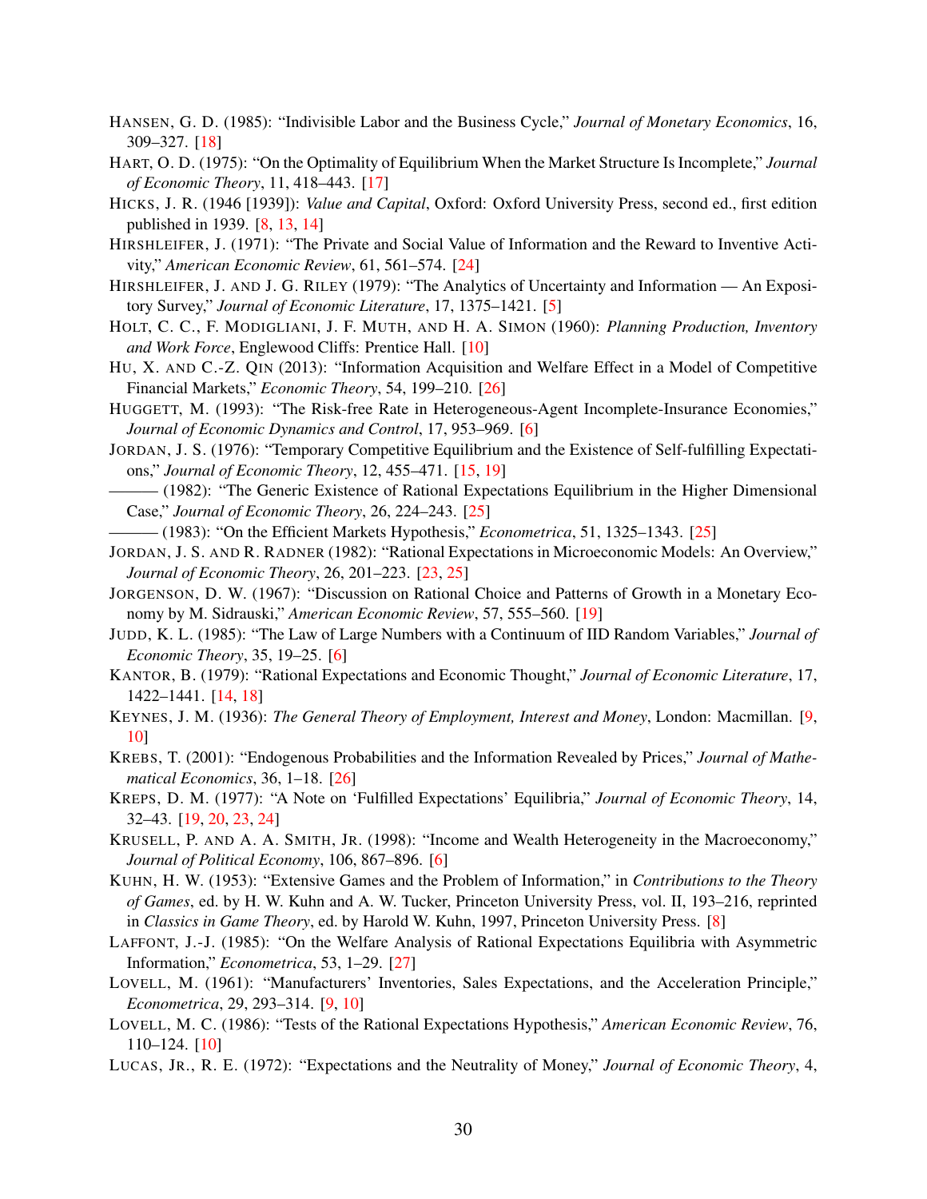HANSEN, G. D. (1985): "Indivisible Labor and the Business Cycle," *Journal of Monetary Economics*, 16, 309–327. [18]

HART, O. D. (1975): "On the Optimality of Equilibrium When the Market Structure Is Incomplete," *Journal of Economic Theory*, 11, 418–443. [17]

HICKS, J. R. (1946 [1939]): *Value and Capital*, Oxford: Oxford University Press, second ed., first edition published in 1939. [8, 13, 14]

HIRSHLEIFER, J. (1971): "The Private and Social Value of Information and the Reward to Inventive Activity," *American Economic Review*, 61, 561–574. [24]

HIRSHLEIFER, J. AND J. G. RILEY (1979): "The Analytics of Uncertainty and Information — An Expository Survey," *Journal of Economic Literature*, 17, 1375–1421. [5]

HOLT, C. C., F. MODIGLIANI, J. F. MUTH, AND H. A. SIMON (1960): *Planning Production, Inventory and Work Force*, Englewood Cliffs: Prentice Hall. [10]

HU, X. AND C.-Z. QIN (2013): "Information Acquisition and Welfare Effect in a Model of Competitive Financial Markets," *Economic Theory*, 54, 199–210. [26]

HUGGETT, M. (1993): "The Risk-free Rate in Heterogeneous-Agent Incomplete-Insurance Economies," *Journal of Economic Dynamics and Control*, 17, 953–969. [6]

JORDAN, J. S. (1976): "Temporary Competitive Equilibrium and the Existence of Self-fulfilling Expectations," *Journal of Economic Theory*, 12, 455–471. [15, 19]

——— (1982): "The Generic Existence of Rational Expectations Equilibrium in the Higher Dimensional Case," *Journal of Economic Theory*, 26, 224–243. [25]

——— (1983): "On the Efficient Markets Hypothesis," *Econometrica*, 51, 1325–1343. [25]

JORDAN, J. S. AND R. RADNER (1982): "Rational Expectations in Microeconomic Models: An Overview," *Journal of Economic Theory*, 26, 201–223. [23, 25]

JORGENSON, D. W. (1967): "Discussion on Rational Choice and Patterns of Growth in a Monetary Economy by M. Sidrauski," *American Economic Review*, 57, 555–560. [19]

JUDD, K. L. (1985): "The Law of Large Numbers with a Continuum of IID Random Variables," *Journal of Economic Theory*, 35, 19–25. [6]

KANTOR, B. (1979): "Rational Expectations and Economic Thought," *Journal of Economic Literature*, 17, 1422–1441. [14, 18]

KEYNES, J. M. (1936): *The General Theory of Employment, Interest and Money*, London: Macmillan. [9, 10]

KREBS, T. (2001): "Endogenous Probabilities and the Information Revealed by Prices," *Journal of Mathematical Economics*, 36, 1–18. [26]

KREPS, D. M. (1977): "A Note on 'Fulfilled Expectations' Equilibria," *Journal of Economic Theory*, 14, 32–43. [19, 20, 23, 24]

KRUSELL, P. AND A. A. SMITH, JR. (1998): "Income and Wealth Heterogeneity in the Macroeconomy," *Journal of Political Economy*, 106, 867–896. [6]

KUHN, H. W. (1953): "Extensive Games and the Problem of Information," in *Contributions to the Theory of Games*, ed. by H. W. Kuhn and A. W. Tucker, Princeton University Press, vol. II, 193–216, reprinted in *Classics in Game Theory*, ed. by Harold W. Kuhn, 1997, Princeton University Press. [8]

LAFFONT, J.-J. (1985): "On the Welfare Analysis of Rational Expectations Equilibria with Asymmetric Information," *Econometrica*, 53, 1–29. [27]

LOVELL, M. (1961): "Manufacturers' Inventories, Sales Expectations, and the Acceleration Principle," *Econometrica*, 29, 293–314. [9, 10]

LOVELL, M. C. (1986): "Tests of the Rational Expectations Hypothesis," *American Economic Review*, 76, 110–124. [10]

LUCAS, JR., R. E. (1972): "Expectations and the Neutrality of Money," *Journal of Economic Theory*, 4,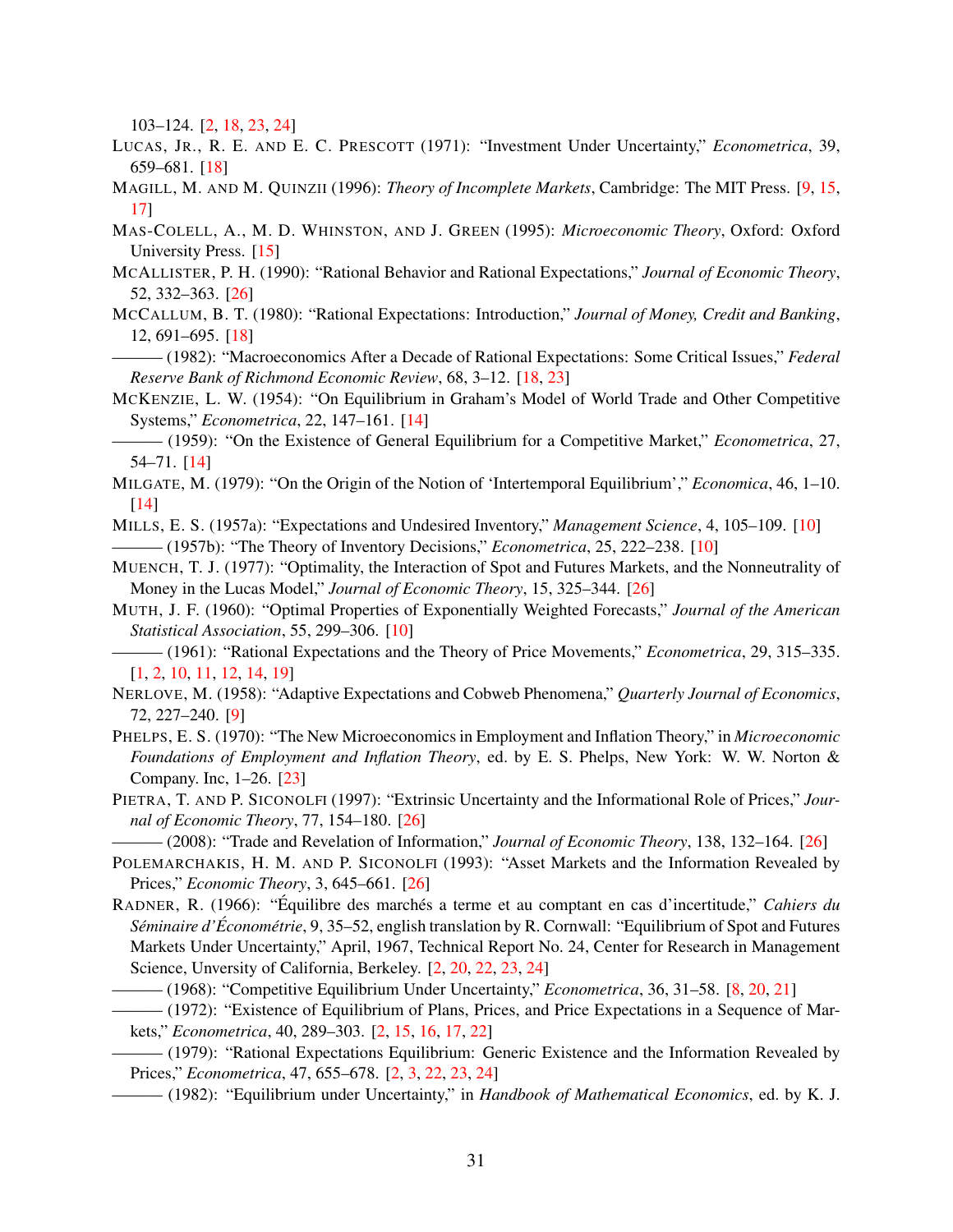103–124. [2, 18, 23, 24]

LUCAS, JR., R. E. AND E. C. PRESCOTT (1971): "Investment Under Uncertainty," *Econometrica*, 39, 659–681. [18]

MAGILL, M. AND M. QUINZII (1996): *Theory of Incomplete Markets*, Cambridge: The MIT Press. [9, 15, 17]

MAS-COLELL, A., M. D. WHINSTON, AND J. GREEN (1995): *Microeconomic Theory*, Oxford: Oxford University Press. [15]

MCALLISTER, P. H. (1990): "Rational Behavior and Rational Expectations," *Journal of Economic Theory*, 52, 332–363. [26]

MCCALLUM, B. T. (1980): "Rational Expectations: Introduction," *Journal of Money, Credit and Banking*, 12, 691–695. [18]

——— (1982): "Macroeconomics After a Decade of Rational Expectations: Some Critical Issues," *Federal Reserve Bank of Richmond Economic Review*, 68, 3–12. [18, 23]

MCKENZIE, L. W. (1954): "On Equilibrium in Graham's Model of World Trade and Other Competitive Systems," *Econometrica*, 22, 147–161. [14]

——— (1959): "On the Existence of General Equilibrium for a Competitive Market," *Econometrica*, 27, 54–71. [14]

MILGATE, M. (1979): "On the Origin of the Notion of 'Intertemporal Equilibrium'," *Economica*, 46, 1–10. [14]

MILLS, E. S. (1957a): "Expectations and Undesired Inventory," *Management Science*, 4, 105–109. [10]

——— (1957b): "The Theory of Inventory Decisions," *Econometrica*, 25, 222–238. [10]

MUENCH, T. J. (1977): "Optimality, the Interaction of Spot and Futures Markets, and the Nonneutrality of Money in the Lucas Model," *Journal of Economic Theory*, 15, 325–344. [26]

MUTH, J. F. (1960): "Optimal Properties of Exponentially Weighted Forecasts," *Journal of the American Statistical Association*, 55, 299–306. [10]

——— (1961): "Rational Expectations and the Theory of Price Movements," *Econometrica*, 29, 315–335. [1, 2, 10, 11, 12, 14, 19]

NERLOVE, M. (1958): "Adaptive Expectations and Cobweb Phenomena," *Quarterly Journal of Economics*, 72, 227–240. [9]

PHELPS, E. S. (1970): "The New Microeconomics in Employment and Inflation Theory," in *Microeconomic Foundations of Employment and Inflation Theory*, ed. by E. S. Phelps, New York: W. W. Norton & Company. Inc, 1–26. [23]

PIETRA, T. AND P. SICONOLFI (1997): "Extrinsic Uncertainty and the Informational Role of Prices," *Journal of Economic Theory*, 77, 154–180. [26]

——— (2008): "Trade and Revelation of Information," *Journal of Economic Theory*, 138, 132–164. [26]

POLEMARCHAKIS, H. M. AND P. SICONOLFI (1993): "Asset Markets and the Information Revealed by Prices," *Economic Theory*, 3, 645–661. [26]

RADNER, R. (1966): "Équilibre des marchés a terme et au comptant en cas d'incertitude," *Cahiers du Séminaire d'Économétrie*, 9, 35–52, english translation by R. Cornwall: "Equilibrium of Spot and Futures Markets Under Uncertainty," April, 1967, Technical Report No. 24, Center for Research in Management Science, Unversity of California, Berkeley. [2, 20, 22, 23, 24]

——— (1968): "Competitive Equilibrium Under Uncertainty," *Econometrica*, 36, 31–58. [8, 20, 21]

——— (1972): "Existence of Equilibrium of Plans, Prices, and Price Expectations in a Sequence of Markets," *Econometrica*, 40, 289–303. [2, 15, 16, 17, 22]

——— (1979): "Rational Expectations Equilibrium: Generic Existence and the Information Revealed by Prices," *Econometrica*, 47, 655–678. [2, 3, 22, 23, 24]

——— (1982): "Equilibrium under Uncertainty," in *Handbook of Mathematical Economics*, ed. by K. J.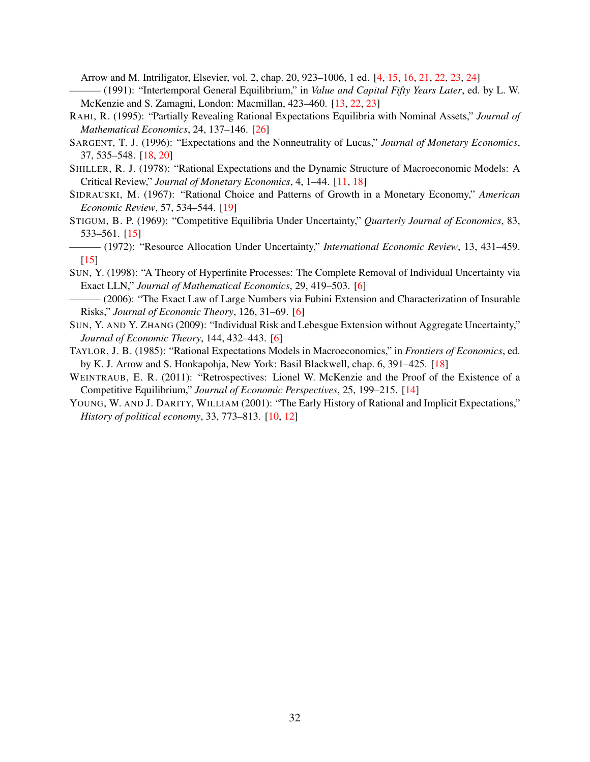Arrow and M. Intriligator, Elsevier, vol. 2, chap. 20, 923–1006, 1 ed. [4, 15, 16, 21, 22, 23, 24]

——— (1991): "Intertemporal General Equilibrium," in *Value and Capital Fifty Years Later*, ed. by L. W. McKenzie and S. Zamagni, London: Macmillan, 423–460. [13, 22, 23]

Rahi, R. (1995): "Partially Revealing Rational Expectations Equilibria with Nominal Assets," *Journal of Mathematical Economics*, 24, 137–146. [26]

Sargent, T. J. (1996): "Expectations and the Nonneutrality of Lucas," *Journal of Monetary Economics*, 37, 535–548. [18, 20]

Shiller, R. J. (1978): "Rational Expectations and the Dynamic Structure of Macroeconomic Models: A Critical Review," *Journal of Monetary Economics*, 4, 1–44. [11, 18]

Sidrauski, M. (1967): "Rational Choice and Patterns of Growth in a Monetary Economy," *American Economic Review*, 57, 534–544. [19]

Stigum, B. P. (1969): "Competitive Equilibria Under Uncertainty," *Quarterly Journal of Economics*, 83, 533–561. [15]

——— (1972): "Resource Allocation Under Uncertainty," *International Economic Review*, 13, 431–459. [15]

Sun, Y. (1998): "A Theory of Hyperfinite Processes: The Complete Removal of Individual Uncertainty via Exact LLN," *Journal of Mathematical Economics*, 29, 419–503. [6]

——— (2006): "The Exact Law of Large Numbers via Fubini Extension and Characterization of Insurable Risks," *Journal of Economic Theory*, 126, 31–69. [6]

Sun, Y. and Y. Zhang (2009): "Individual Risk and Lebesgue Extension without Aggregate Uncertainty," *Journal of Economic Theory*, 144, 432–443. [6]

Taylor, J. B. (1985): "Rational Expectations Models in Macroeconomics," in *Frontiers of Economics*, ed. by K. J. Arrow and S. Honkapohja, New York: Basil Blackwell, chap. 6, 391–425. [18]

Weintraub, E. R. (2011): "Retrospectives: Lionel W. McKenzie and the Proof of the Existence of a Competitive Equilibrium," *Journal of Economic Perspectives*, 25, 199–215. [14]

Young, W. and J. Darity, William (2001): "The Early History of Rational and Implicit Expectations," *History of political economy*, 33, 773–813. [10, 12]